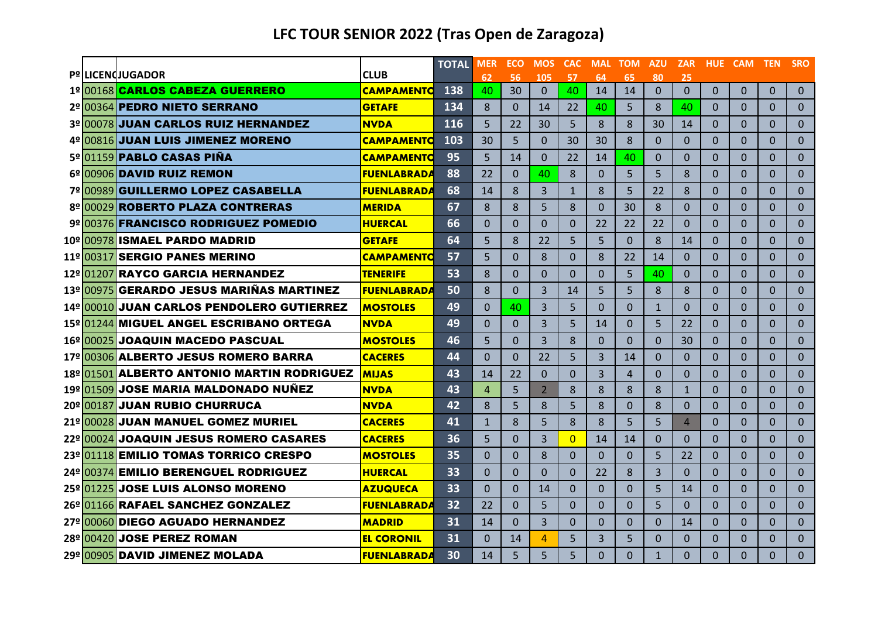# LFC TOUR SENIOR 2022 (Tras Open de Zaragoza)

| Pº | LICENC | JUGADOR | CLUB | TOTAL | MER 62 | ECO 56 | MOS 105 | CAC 57 | MAL 64 | TOM 65 | AZU 80 | ZAR 25 | HUE | CAM | TEN | SRO |
|---|---|---|---|---|---|---|---|---|---|---|---|---|---|---|---|---|
| 1º | 00168 | CARLOS CABEZA GUERRERO | CAMPAMENTO | 138 | 40 | 30 | 0 | 40 | 14 | 14 | 0 | 0 | 0 | 0 | 0 | 0 |
| 2º | 00364 | PEDRO NIETO SERRANO | GETAFE | 134 | 8 | 0 | 14 | 22 | 40 | 5 | 8 | 40 | 0 | 0 | 0 | 0 |
| 3º | 00078 | JUAN CARLOS RUIZ HERNANDEZ | NVDA | 116 | 5 | 22 | 30 | 5 | 8 | 8 | 30 | 14 | 0 | 0 | 0 | 0 |
| 4º | 00816 | JUAN LUIS JIMENEZ MORENO | CAMPAMENTO | 103 | 30 | 5 | 0 | 30 | 30 | 8 | 0 | 0 | 0 | 0 | 0 | 0 |
| 5º | 01159 | PABLO CASAS PIÑA | CAMPAMENTO | 95 | 5 | 14 | 0 | 22 | 14 | 40 | 0 | 0 | 0 | 0 | 0 | 0 |
| 6º | 00906 | DAVID RUIZ REMON | FUENLABRADA | 88 | 22 | 0 | 40 | 8 | 0 | 5 | 5 | 8 | 0 | 0 | 0 | 0 |
| 7º | 00989 | GUILLERMO LOPEZ CASABELLA | FUENLABRADA | 68 | 14 | 8 | 3 | 1 | 8 | 5 | 22 | 8 | 0 | 0 | 0 | 0 |
| 8º | 00029 | ROBERTO PLAZA CONTRERAS | MERIDA | 67 | 8 | 8 | 5 | 8 | 0 | 30 | 8 | 0 | 0 | 0 | 0 | 0 |
| 9º | 00376 | FRANCISCO RODRIGUEZ POMEDIO | HUERCAL | 66 | 0 | 0 | 0 | 0 | 22 | 22 | 22 | 0 | 0 | 0 | 0 | 0 |
| 10º | 00978 | ISMAEL PARDO MADRID | GETAFE | 64 | 5 | 8 | 22 | 5 | 5 | 0 | 8 | 14 | 0 | 0 | 0 | 0 |
| 11º | 00317 | SERGIO PANES MERINO | CAMPAMENTO | 57 | 5 | 0 | 8 | 0 | 8 | 22 | 14 | 0 | 0 | 0 | 0 | 0 |
| 12º | 01207 | RAYCO GARCIA HERNANDEZ | TENERIFE | 53 | 8 | 0 | 0 | 0 | 0 | 5 | 40 | 0 | 0 | 0 | 0 | 0 |
| 13º | 00975 | GERARDO JESUS MARIÑAS MARTINEZ | FUENLABRADA | 50 | 8 | 0 | 3 | 14 | 5 | 5 | 8 | 8 | 0 | 0 | 0 | 0 |
| 14º | 00010 | JUAN CARLOS PENDOLERO GUTIERREZ | MOSTOLES | 49 | 0 | 40 | 3 | 5 | 0 | 0 | 1 | 0 | 0 | 0 | 0 | 0 |
| 15º | 01244 | MIGUEL ANGEL ESCRIBANO ORTEGA | NVDA | 49 | 0 | 0 | 3 | 5 | 14 | 0 | 5 | 22 | 0 | 0 | 0 | 0 |
| 16º | 00025 | JOAQUIN MACEDO PASCUAL | MOSTOLES | 46 | 5 | 0 | 3 | 8 | 0 | 0 | 0 | 30 | 0 | 0 | 0 | 0 |
| 17º | 00306 | ALBERTO JESUS ROMERO BARRA | CACERES | 44 | 0 | 0 | 22 | 5 | 3 | 14 | 0 | 0 | 0 | 0 | 0 | 0 |
| 18º | 01501 | ALBERTO ANTONIO MARTIN RODRIGUEZ | MIJAS | 43 | 14 | 22 | 0 | 0 | 3 | 4 | 0 | 0 | 0 | 0 | 0 | 0 |
| 19º | 01509 | JOSE MARIA MALDONADO NUÑEZ | NVDA | 43 | 4 | 5 | 2 | 8 | 8 | 8 | 8 | 1 | 0 | 0 | 0 | 0 |
| 20º | 00187 | JUAN RUBIO CHURRUCA | NVDA | 42 | 8 | 5 | 8 | 5 | 8 | 0 | 8 | 0 | 0 | 0 | 0 | 0 |
| 21º | 00028 | JUAN MANUEL GOMEZ MURIEL | CACERES | 41 | 1 | 8 | 5 | 8 | 8 | 5 | 5 | 4 | 0 | 0 | 0 | 0 |
| 22º | 00024 | JOAQUIN JESUS ROMERO CASARES | CACERES | 36 | 5 | 0 | 3 | 0 | 14 | 14 | 0 | 0 | 0 | 0 | 0 | 0 |
| 23º | 01118 | EMILIO TOMAS TORRICO CRESPO | MOSTOLES | 35 | 0 | 0 | 8 | 0 | 0 | 0 | 5 | 22 | 0 | 0 | 0 | 0 |
| 24º | 00374 | EMILIO BERENGUEL RODRIGUEZ | HUERCAL | 33 | 0 | 0 | 0 | 0 | 22 | 8 | 3 | 0 | 0 | 0 | 0 | 0 |
| 25º | 01225 | JOSE LUIS ALONSO MORENO | AZUQUECA | 33 | 0 | 0 | 14 | 0 | 0 | 0 | 5 | 14 | 0 | 0 | 0 | 0 |
| 26º | 01166 | RAFAEL SANCHEZ GONZALEZ | FUENLABRADA | 32 | 22 | 0 | 5 | 0 | 0 | 0 | 5 | 0 | 0 | 0 | 0 | 0 |
| 27º | 00060 | DIEGO AGUADO HERNANDEZ | MADRID | 31 | 14 | 0 | 3 | 0 | 0 | 0 | 0 | 14 | 0 | 0 | 0 | 0 |
| 28º | 00420 | JOSE PEREZ ROMAN | EL CORONIL | 31 | 0 | 14 | 4 | 5 | 3 | 5 | 0 | 0 | 0 | 0 | 0 | 0 |
| 29º | 00905 | DAVID JIMENEZ MOLADA | FUENLABRADA | 30 | 14 | 5 | 5 | 5 | 0 | 0 | 1 | 0 | 0 | 0 | 0 | 0 |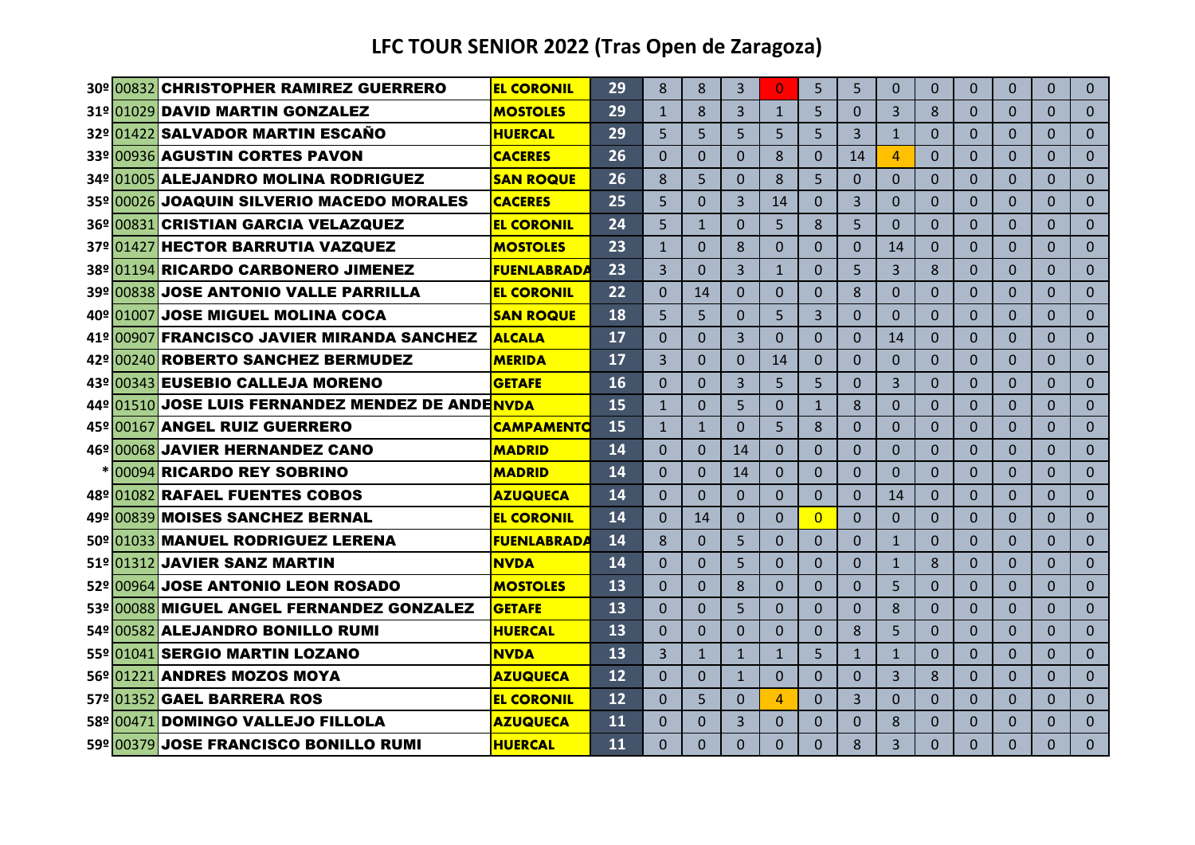# LFC TOUR SENIOR 2022 (Tras Open de Zaragoza)

| | | | | | | | | | | | | | | | | | |
|---|---|---|---|---|---|---|---|---|---|---|---|---|---|---|---|---|---|
| 30º | 00832 | CHRISTOPHER RAMIREZ GUERRERO | EL CORONIL | 29 | 8 | 8 | 3 | 0 | 5 | 5 | 0 | 0 | 0 | 0 | 0 | 0 |
| 31º | 01029 | DAVID MARTIN GONZALEZ | MOSTOLES | 29 | 1 | 8 | 3 | 1 | 5 | 0 | 3 | 8 | 0 | 0 | 0 | 0 |
| 32º | 01422 | SALVADOR MARTIN ESCAÑO | HUERCAL | 29 | 5 | 5 | 5 | 5 | 5 | 3 | 1 | 0 | 0 | 0 | 0 | 0 |
| 33º | 00936 | AGUSTIN CORTES PAVON | CACERES | 26 | 0 | 0 | 0 | 8 | 0 | 14 | 4 | 0 | 0 | 0 | 0 | 0 |
| 34º | 01005 | ALEJANDRO MOLINA RODRIGUEZ | SAN ROQUE | 26 | 8 | 5 | 0 | 8 | 5 | 0 | 0 | 0 | 0 | 0 | 0 | 0 |
| 35º | 00026 | JOAQUIN SILVERIO MACEDO MORALES | CACERES | 25 | 5 | 0 | 3 | 14 | 0 | 3 | 0 | 0 | 0 | 0 | 0 | 0 |
| 36º | 00831 | CRISTIAN GARCIA VELAZQUEZ | EL CORONIL | 24 | 5 | 1 | 0 | 5 | 8 | 5 | 0 | 0 | 0 | 0 | 0 | 0 |
| 37º | 01427 | HECTOR BARRUTIA VAZQUEZ | MOSTOLES | 23 | 1 | 0 | 8 | 0 | 0 | 0 | 14 | 0 | 0 | 0 | 0 | 0 |
| 38º | 01194 | RICARDO CARBONERO JIMENEZ | FUENLABRADA | 23 | 3 | 0 | 3 | 1 | 0 | 5 | 3 | 8 | 0 | 0 | 0 | 0 |
| 39º | 00838 | JOSE ANTONIO VALLE PARRILLA | EL CORONIL | 22 | 0 | 14 | 0 | 0 | 0 | 8 | 0 | 0 | 0 | 0 | 0 | 0 |
| 40º | 01007 | JOSE MIGUEL MOLINA COCA | SAN ROQUE | 18 | 5 | 5 | 0 | 5 | 3 | 0 | 0 | 0 | 0 | 0 | 0 | 0 |
| 41º | 00907 | FRANCISCO JAVIER MIRANDA SANCHEZ | ALCALA | 17 | 0 | 0 | 3 | 0 | 0 | 0 | 14 | 0 | 0 | 0 | 0 | 0 |
| 42º | 00240 | ROBERTO SANCHEZ BERMUDEZ | MERIDA | 17 | 3 | 0 | 0 | 14 | 0 | 0 | 0 | 0 | 0 | 0 | 0 | 0 |
| 43º | 00343 | EUSEBIO CALLEJA MORENO | GETAFE | 16 | 0 | 0 | 3 | 5 | 5 | 0 | 3 | 0 | 0 | 0 | 0 | 0 |
| 44º | 01510 | JOSE LUIS FERNANDEZ MENDEZ DE ANDE | NVDA | 15 | 1 | 0 | 5 | 0 | 1 | 8 | 0 | 0 | 0 | 0 | 0 | 0 |
| 45º | 00167 | ANGEL RUIZ GUERRERO | CAMPAMENTO | 15 | 1 | 1 | 0 | 5 | 8 | 0 | 0 | 0 | 0 | 0 | 0 | 0 |
| 46º | 00068 | JAVIER HERNANDEZ CANO | MADRID | 14 | 0 | 0 | 14 | 0 | 0 | 0 | 0 | 0 | 0 | 0 | 0 | 0 |
| * | 00094 | RICARDO REY SOBRINO | MADRID | 14 | 0 | 0 | 14 | 0 | 0 | 0 | 0 | 0 | 0 | 0 | 0 | 0 |
| 48º | 01082 | RAFAEL FUENTES COBOS | AZUQUECA | 14 | 0 | 0 | 0 | 0 | 0 | 0 | 14 | 0 | 0 | 0 | 0 | 0 |
| 49º | 00839 | MOISES SANCHEZ BERNAL | EL CORONIL | 14 | 0 | 14 | 0 | 0 | 0 | 0 | 0 | 0 | 0 | 0 | 0 | 0 |
| 50º | 01033 | MANUEL RODRIGUEZ LERENA | FUENLABRADA | 14 | 8 | 0 | 5 | 0 | 0 | 0 | 1 | 0 | 0 | 0 | 0 | 0 |
| 51º | 01312 | JAVIER SANZ MARTIN | NVDA | 14 | 0 | 0 | 5 | 0 | 0 | 0 | 1 | 8 | 0 | 0 | 0 | 0 |
| 52º | 00964 | JOSE ANTONIO LEON ROSADO | MOSTOLES | 13 | 0 | 0 | 8 | 0 | 0 | 0 | 5 | 0 | 0 | 0 | 0 | 0 |
| 53º | 00088 | MIGUEL ANGEL FERNANDEZ GONZALEZ | GETAFE | 13 | 0 | 0 | 5 | 0 | 0 | 0 | 8 | 0 | 0 | 0 | 0 | 0 |
| 54º | 00582 | ALEJANDRO BONILLO RUMI | HUERCAL | 13 | 0 | 0 | 0 | 0 | 0 | 8 | 5 | 0 | 0 | 0 | 0 | 0 |
| 55º | 01041 | SERGIO MARTIN LOZANO | NVDA | 13 | 3 | 1 | 1 | 1 | 5 | 1 | 1 | 0 | 0 | 0 | 0 | 0 |
| 56º | 01221 | ANDRES MOZOS MOYA | AZUQUECA | 12 | 0 | 0 | 1 | 0 | 0 | 0 | 3 | 8 | 0 | 0 | 0 | 0 |
| 57º | 01352 | GAEL BARRERA ROS | EL CORONIL | 12 | 0 | 5 | 0 | 4 | 0 | 3 | 0 | 0 | 0 | 0 | 0 | 0 |
| 58º | 00471 | DOMINGO VALLEJO FILLOLA | AZUQUECA | 11 | 0 | 0 | 3 | 0 | 0 | 0 | 8 | 0 | 0 | 0 | 0 | 0 |
| 59º | 00379 | JOSE FRANCISCO BONILLO RUMI | HUERCAL | 11 | 0 | 0 | 0 | 0 | 0 | 8 | 3 | 0 | 0 | 0 | 0 | 0 |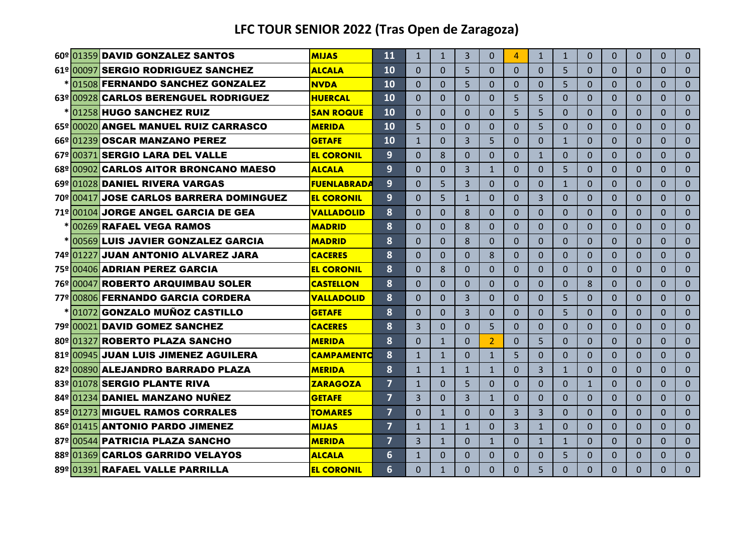# LFC TOUR SENIOR 2022 (Tras Open de Zaragoza)

| | | | | | | | | | | | | | | | | | |
|---|---|---|---|---|---|---|---|---|---|---|---|---|---|---|---|---|---|
| 60º | 01359 | DAVID GONZALEZ SANTOS | MIJAS | 11 | 1 | 1 | 3 | 0 | 4 | 1 | 1 | 0 | 0 | 0 | 0 | 0 |
| 61º | 00097 | SERGIO RODRIGUEZ SANCHEZ | ALCALA | 10 | 0 | 0 | 5 | 0 | 0 | 0 | 5 | 0 | 0 | 0 | 0 | 0 |
| * | 01508 | FERNANDO SANCHEZ GONZALEZ | NVDA | 10 | 0 | 0 | 5 | 0 | 0 | 0 | 5 | 0 | 0 | 0 | 0 | 0 |
| 63º | 00928 | CARLOS BERENGUEL RODRIGUEZ | HUERCAL | 10 | 0 | 0 | 0 | 0 | 5 | 5 | 0 | 0 | 0 | 0 | 0 | 0 |
| * | 01258 | HUGO SANCHEZ RUIZ | SAN ROQUE | 10 | 0 | 0 | 0 | 0 | 5 | 5 | 0 | 0 | 0 | 0 | 0 | 0 |
| 65º | 00020 | ANGEL MANUEL RUIZ CARRASCO | MERIDA | 10 | 5 | 0 | 0 | 0 | 0 | 5 | 0 | 0 | 0 | 0 | 0 | 0 |
| 66º | 01239 | OSCAR MANZANO PEREZ | GETAFE | 10 | 1 | 0 | 3 | 5 | 0 | 0 | 1 | 0 | 0 | 0 | 0 | 0 |
| 67º | 00371 | SERGIO LARA DEL VALLE | EL CORONIL | 9 | 0 | 8 | 0 | 0 | 0 | 1 | 0 | 0 | 0 | 0 | 0 | 0 |
| 68º | 00902 | CARLOS AITOR BRONCANO MAESO | ALCALA | 9 | 0 | 0 | 3 | 1 | 0 | 0 | 5 | 0 | 0 | 0 | 0 | 0 |
| 69º | 01028 | DANIEL RIVERA VARGAS | FUENLABRADA | 9 | 0 | 5 | 3 | 0 | 0 | 0 | 1 | 0 | 0 | 0 | 0 | 0 |
| 70º | 00417 | JOSE CARLOS BARRERA DOMINGUEZ | EL CORONIL | 9 | 0 | 5 | 1 | 0 | 0 | 3 | 0 | 0 | 0 | 0 | 0 | 0 |
| 71º | 00104 | JORGE ANGEL GARCIA DE GEA | VALLADOLID | 8 | 0 | 0 | 8 | 0 | 0 | 0 | 0 | 0 | 0 | 0 | 0 | 0 |
| * | 00269 | RAFAEL VEGA RAMOS | MADRID | 8 | 0 | 0 | 8 | 0 | 0 | 0 | 0 | 0 | 0 | 0 | 0 | 0 |
| * | 00569 | LUIS JAVIER GONZALEZ GARCIA | MADRID | 8 | 0 | 0 | 8 | 0 | 0 | 0 | 0 | 0 | 0 | 0 | 0 | 0 |
| 74º | 01227 | JUAN ANTONIO ALVAREZ JARA | CACERES | 8 | 0 | 0 | 0 | 8 | 0 | 0 | 0 | 0 | 0 | 0 | 0 | 0 |
| 75º | 00406 | ADRIAN PEREZ GARCIA | EL CORONIL | 8 | 0 | 8 | 0 | 0 | 0 | 0 | 0 | 0 | 0 | 0 | 0 | 0 |
| 76º | 00047 | ROBERTO ARQUIMBAU SOLER | CASTELLON | 8 | 0 | 0 | 0 | 0 | 0 | 0 | 0 | 8 | 0 | 0 | 0 | 0 |
| 77º | 00806 | FERNANDO GARCIA CORDERA | VALLADOLID | 8 | 0 | 0 | 3 | 0 | 0 | 0 | 5 | 0 | 0 | 0 | 0 | 0 |
| * | 01072 | GONZALO MUÑOZ CASTILLO | GETAFE | 8 | 0 | 0 | 3 | 0 | 0 | 0 | 5 | 0 | 0 | 0 | 0 | 0 |
| 79º | 00021 | DAVID GOMEZ SANCHEZ | CACERES | 8 | 3 | 0 | 0 | 5 | 0 | 0 | 0 | 0 | 0 | 0 | 0 | 0 |
| 80º | 01327 | ROBERTO PLAZA SANCHO | MERIDA | 8 | 0 | 1 | 0 | 2 | 0 | 5 | 0 | 0 | 0 | 0 | 0 | 0 |
| 81º | 00945 | JUAN LUIS JIMENEZ AGUILERA | CAMPAMENTO | 8 | 1 | 1 | 0 | 1 | 5 | 0 | 0 | 0 | 0 | 0 | 0 | 0 |
| 82º | 00890 | ALEJANDRO BARRADO PLAZA | MERIDA | 8 | 1 | 1 | 1 | 1 | 0 | 3 | 1 | 0 | 0 | 0 | 0 | 0 |
| 83º | 01078 | SERGIO PLANTE RIVA | ZARAGOZA | 7 | 1 | 0 | 5 | 0 | 0 | 0 | 0 | 1 | 0 | 0 | 0 | 0 |
| 84º | 01234 | DANIEL MANZANO NUÑEZ | GETAFE | 7 | 3 | 0 | 3 | 1 | 0 | 0 | 0 | 0 | 0 | 0 | 0 | 0 |
| 85º | 01273 | MIGUEL RAMOS CORRALES | TOMARES | 7 | 0 | 1 | 0 | 0 | 3 | 3 | 0 | 0 | 0 | 0 | 0 | 0 |
| 86º | 01415 | ANTONIO PARDO JIMENEZ | MIJAS | 7 | 1 | 1 | 1 | 0 | 3 | 1 | 0 | 0 | 0 | 0 | 0 | 0 |
| 87º | 00544 | PATRICIA PLAZA SANCHO | MERIDA | 7 | 3 | 1 | 0 | 1 | 0 | 1 | 1 | 0 | 0 | 0 | 0 | 0 |
| 88º | 01369 | CARLOS GARRIDO VELAYOS | ALCALA | 6 | 1 | 0 | 0 | 0 | 0 | 0 | 5 | 0 | 0 | 0 | 0 | 0 |
| 89º | 01391 | RAFAEL VALLE PARRILLA | EL CORONIL | 6 | 0 | 1 | 0 | 0 | 0 | 5 | 0 | 0 | 0 | 0 | 0 | 0 |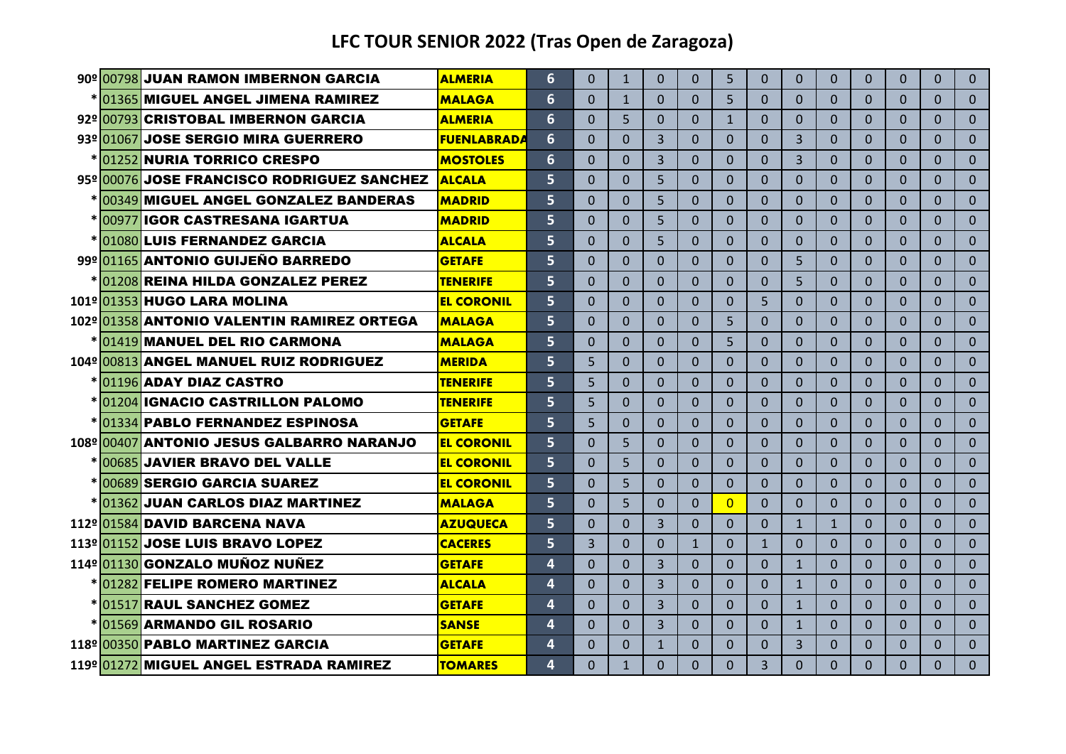# LFC TOUR SENIOR 2022 (Tras Open de Zaragoza)

| | | | | | | | | | | | | | | | | | |
|---|---|---|---|---|---|---|---|---|---|---|---|---|---|---|---|---|---|
| 90º | 00798 | JUAN RAMON IMBERNON GARCIA | ALMERIA | 6 | 0 | 1 | 0 | 0 | 5 | 0 | 0 | 0 | 0 | 0 | 0 | 0 |
| * | 01365 | MIGUEL ANGEL JIMENA RAMIREZ | MALAGA | 6 | 0 | 1 | 0 | 0 | 5 | 0 | 0 | 0 | 0 | 0 | 0 | 0 |
| 92º | 00793 | CRISTOBAL IMBERNON GARCIA | ALMERIA | 6 | 0 | 5 | 0 | 0 | 1 | 0 | 0 | 0 | 0 | 0 | 0 | 0 |
| 93º | 01067 | JOSE SERGIO MIRA GUERRERO | FUENLABRADA | 6 | 0 | 0 | 3 | 0 | 0 | 0 | 3 | 0 | 0 | 0 | 0 | 0 |
| * | 01252 | NURIA TORRICO CRESPO | MOSTOLES | 6 | 0 | 0 | 3 | 0 | 0 | 0 | 3 | 0 | 0 | 0 | 0 | 0 |
| 95º | 00076 | JOSE FRANCISCO RODRIGUEZ SANCHEZ | ALCALA | 5 | 0 | 0 | 5 | 0 | 0 | 0 | 0 | 0 | 0 | 0 | 0 | 0 |
| * | 00349 | MIGUEL ANGEL GONZALEZ BANDERAS | MADRID | 5 | 0 | 0 | 5 | 0 | 0 | 0 | 0 | 0 | 0 | 0 | 0 | 0 |
| * | 00977 | IGOR CASTRESANA IGARTUA | MADRID | 5 | 0 | 0 | 5 | 0 | 0 | 0 | 0 | 0 | 0 | 0 | 0 | 0 |
| * | 01080 | LUIS FERNANDEZ GARCIA | ALCALA | 5 | 0 | 0 | 5 | 0 | 0 | 0 | 0 | 0 | 0 | 0 | 0 | 0 |
| 99º | 01165 | ANTONIO GUIJEÑO BARREDO | GETAFE | 5 | 0 | 0 | 0 | 0 | 0 | 0 | 5 | 0 | 0 | 0 | 0 | 0 |
| * | 01208 | REINA HILDA GONZALEZ PEREZ | TENERIFE | 5 | 0 | 0 | 0 | 0 | 0 | 0 | 5 | 0 | 0 | 0 | 0 | 0 |
| 101º | 01353 | HUGO LARA MOLINA | EL CORONIL | 5 | 0 | 0 | 0 | 0 | 0 | 5 | 0 | 0 | 0 | 0 | 0 | 0 |
| 102º | 01358 | ANTONIO VALENTIN RAMIREZ ORTEGA | MALAGA | 5 | 0 | 0 | 0 | 0 | 5 | 0 | 0 | 0 | 0 | 0 | 0 | 0 |
| * | 01419 | MANUEL DEL RIO CARMONA | MALAGA | 5 | 0 | 0 | 0 | 0 | 5 | 0 | 0 | 0 | 0 | 0 | 0 | 0 |
| 104º | 00813 | ANGEL MANUEL RUIZ RODRIGUEZ | MERIDA | 5 | 5 | 0 | 0 | 0 | 0 | 0 | 0 | 0 | 0 | 0 | 0 | 0 |
| * | 01196 | ADAY DIAZ CASTRO | TENERIFE | 5 | 5 | 0 | 0 | 0 | 0 | 0 | 0 | 0 | 0 | 0 | 0 | 0 |
| * | 01204 | IGNACIO CASTRILLON PALOMO | TENERIFE | 5 | 5 | 0 | 0 | 0 | 0 | 0 | 0 | 0 | 0 | 0 | 0 | 0 |
| * | 01334 | PABLO FERNANDEZ ESPINOSA | GETAFE | 5 | 5 | 0 | 0 | 0 | 0 | 0 | 0 | 0 | 0 | 0 | 0 | 0 |
| 108º | 00407 | ANTONIO JESUS GALBARRO NARANJO | EL CORONIL | 5 | 0 | 5 | 0 | 0 | 0 | 0 | 0 | 0 | 0 | 0 | 0 | 0 |
| * | 00685 | JAVIER BRAVO DEL VALLE | EL CORONIL | 5 | 0 | 5 | 0 | 0 | 0 | 0 | 0 | 0 | 0 | 0 | 0 | 0 |
| * | 00689 | SERGIO GARCIA SUAREZ | EL CORONIL | 5 | 0 | 5 | 0 | 0 | 0 | 0 | 0 | 0 | 0 | 0 | 0 | 0 |
| * | 01362 | JUAN CARLOS DIAZ MARTINEZ | MALAGA | 5 | 0 | 5 | 0 | 0 | 0 | 0 | 0 | 0 | 0 | 0 | 0 | 0 |
| 112º | 01584 | DAVID BARCENA NAVA | AZUQUECA | 5 | 0 | 0 | 3 | 0 | 0 | 0 | 1 | 1 | 0 | 0 | 0 | 0 |
| 113º | 01152 | JOSE LUIS BRAVO LOPEZ | CACERES | 5 | 3 | 0 | 0 | 1 | 0 | 1 | 0 | 0 | 0 | 0 | 0 | 0 |
| 114º | 01130 | GONZALO MUÑOZ NUÑEZ | GETAFE | 4 | 0 | 0 | 3 | 0 | 0 | 0 | 1 | 0 | 0 | 0 | 0 | 0 |
| * | 01282 | FELIPE ROMERO MARTINEZ | ALCALA | 4 | 0 | 0 | 3 | 0 | 0 | 0 | 1 | 0 | 0 | 0 | 0 | 0 |
| * | 01517 | RAUL SANCHEZ GOMEZ | GETAFE | 4 | 0 | 0 | 3 | 0 | 0 | 0 | 1 | 0 | 0 | 0 | 0 | 0 |
| * | 01569 | ARMANDO GIL ROSARIO | SANSE | 4 | 0 | 0 | 3 | 0 | 0 | 0 | 1 | 0 | 0 | 0 | 0 | 0 |
| 118º | 00350 | PABLO MARTINEZ GARCIA | GETAFE | 4 | 0 | 0 | 1 | 0 | 0 | 0 | 3 | 0 | 0 | 0 | 0 | 0 |
| 119º | 01272 | MIGUEL ANGEL ESTRADA RAMIREZ | TOMARES | 4 | 0 | 1 | 0 | 0 | 0 | 3 | 0 | 0 | 0 | 0 | 0 | 0 |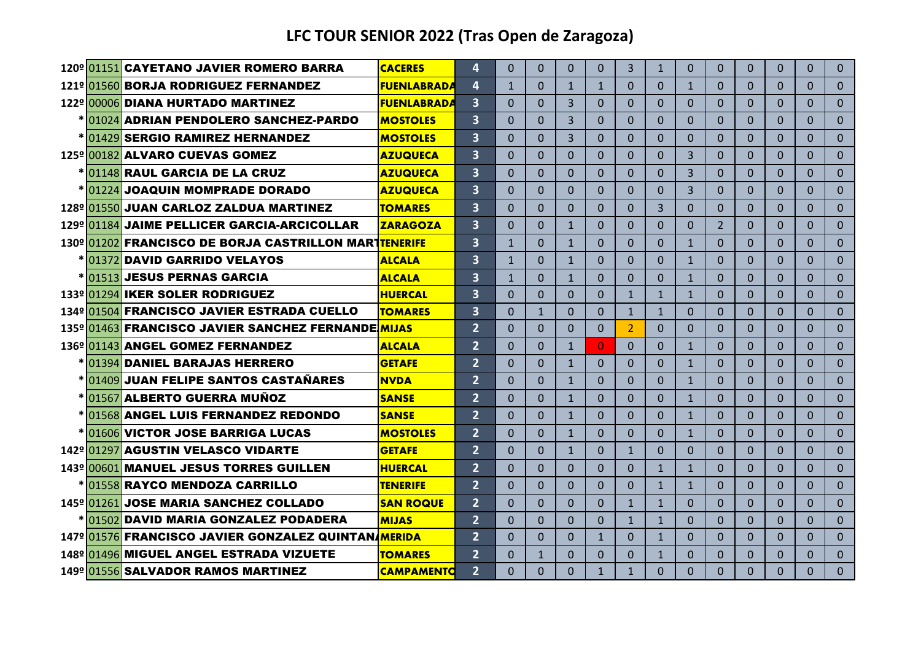# LFC TOUR SENIOR 2022 (Tras Open de Zaragoza)

| | | | | | | | | | | | | | | | | | |
|---|---|---|---|---|---|---|---|---|---|---|---|---|---|---|---|---|---|
| 120º | 01151 | CAYETANO JAVIER ROMERO BARRA | CACERES | 4 | 0 | 0 | 0 | 0 | 3 | 1 | 0 | 0 | 0 | 0 | 0 | 0 |
| 121º | 01560 | BORJA RODRIGUEZ FERNANDEZ | FUENLABRADA | 4 | 1 | 0 | 1 | 1 | 0 | 0 | 1 | 0 | 0 | 0 | 0 | 0 |
| 122º | 00006 | DIANA HURTADO MARTINEZ | FUENLABRADA | 3 | 0 | 0 | 3 | 0 | 0 | 0 | 0 | 0 | 0 | 0 | 0 | 0 |
| * | 01024 | ADRIAN PENDOLERO SANCHEZ-PARDO | MOSTOLES | 3 | 0 | 0 | 3 | 0 | 0 | 0 | 0 | 0 | 0 | 0 | 0 | 0 |
| * | 01429 | SERGIO RAMIREZ HERNANDEZ | MOSTOLES | 3 | 0 | 0 | 3 | 0 | 0 | 0 | 0 | 0 | 0 | 0 | 0 | 0 |
| 125º | 00182 | ALVARO CUEVAS GOMEZ | AZUQUECA | 3 | 0 | 0 | 0 | 0 | 0 | 0 | 3 | 0 | 0 | 0 | 0 | 0 |
| * | 01148 | RAUL GARCIA DE LA CRUZ | AZUQUECA | 3 | 0 | 0 | 0 | 0 | 0 | 0 | 3 | 0 | 0 | 0 | 0 | 0 |
| * | 01224 | JOAQUIN MOMPRADE DORADO | AZUQUECA | 3 | 0 | 0 | 0 | 0 | 0 | 0 | 3 | 0 | 0 | 0 | 0 | 0 |
| 128º | 01550 | JUAN CARLOZ ZALDUA MARTINEZ | TOMARES | 3 | 0 | 0 | 0 | 0 | 0 | 3 | 0 | 0 | 0 | 0 | 0 | 0 |
| 129º | 01184 | JAIME PELLICER GARCIA-ARCICOLLAR | ZARAGOZA | 3 | 0 | 0 | 1 | 0 | 0 | 0 | 0 | 2 | 0 | 0 | 0 | 0 |
| 130º | 01202 | FRANCISCO DE BORJA CASTRILLON MART | TENERIFE | 3 | 1 | 0 | 1 | 0 | 0 | 0 | 1 | 0 | 0 | 0 | 0 | 0 |
| * | 01372 | DAVID GARRIDO VELAYOS | ALCALA | 3 | 1 | 0 | 1 | 0 | 0 | 0 | 1 | 0 | 0 | 0 | 0 | 0 |
| * | 01513 | JESUS PERNAS GARCIA | ALCALA | 3 | 1 | 0 | 1 | 0 | 0 | 0 | 1 | 0 | 0 | 0 | 0 | 0 |
| 133º | 01294 | IKER SOLER RODRIGUEZ | HUERCAL | 3 | 0 | 0 | 0 | 0 | 1 | 1 | 1 | 0 | 0 | 0 | 0 | 0 |
| 134º | 01504 | FRANCISCO JAVIER ESTRADA CUELLO | TOMARES | 3 | 0 | 1 | 0 | 0 | 1 | 1 | 0 | 0 | 0 | 0 | 0 | 0 |
| 135º | 01463 | FRANCISCO JAVIER SANCHEZ FERNANDE | MIJAS | 2 | 0 | 0 | 0 | 0 | 2 | 0 | 0 | 0 | 0 | 0 | 0 | 0 |
| 136º | 01143 | ANGEL GOMEZ FERNANDEZ | ALCALA | 2 | 0 | 0 | 1 | 0 | 0 | 0 | 1 | 0 | 0 | 0 | 0 | 0 |
| * | 01394 | DANIEL BARAJAS HERRERO | GETAFE | 2 | 0 | 0 | 1 | 0 | 0 | 0 | 1 | 0 | 0 | 0 | 0 | 0 |
| * | 01409 | JUAN FELIPE SANTOS CASTAÑARES | NVDA | 2 | 0 | 0 | 1 | 0 | 0 | 0 | 1 | 0 | 0 | 0 | 0 | 0 |
| * | 01567 | ALBERTO GUERRA MUÑOZ | SANSE | 2 | 0 | 0 | 1 | 0 | 0 | 0 | 1 | 0 | 0 | 0 | 0 | 0 |
| * | 01568 | ANGEL LUIS FERNANDEZ REDONDO | SANSE | 2 | 0 | 0 | 1 | 0 | 0 | 0 | 1 | 0 | 0 | 0 | 0 | 0 |
| * | 01606 | VICTOR JOSE BARRIGA LUCAS | MOSTOLES | 2 | 0 | 0 | 1 | 0 | 0 | 0 | 1 | 0 | 0 | 0 | 0 | 0 |
| 142º | 01297 | AGUSTIN VELASCO VIDARTE | GETAFE | 2 | 0 | 0 | 1 | 0 | 1 | 0 | 0 | 0 | 0 | 0 | 0 | 0 |
| 143º | 00601 | MANUEL JESUS TORRES GUILLEN | HUERCAL | 2 | 0 | 0 | 0 | 0 | 0 | 1 | 1 | 0 | 0 | 0 | 0 | 0 |
| * | 01558 | RAYCO MENDOZA CARRILLO | TENERIFE | 2 | 0 | 0 | 0 | 0 | 0 | 1 | 1 | 0 | 0 | 0 | 0 | 0 |
| 145º | 01261 | JOSE MARIA SANCHEZ COLLADO | SAN ROQUE | 2 | 0 | 0 | 0 | 0 | 1 | 1 | 0 | 0 | 0 | 0 | 0 | 0 |
| * | 01502 | DAVID MARIA GONZALEZ PODADERA | MIJAS | 2 | 0 | 0 | 0 | 0 | 1 | 1 | 0 | 0 | 0 | 0 | 0 | 0 |
| 147º | 01576 | FRANCISCO JAVIER GONZALEZ QUINTAN | MERIDA | 2 | 0 | 0 | 0 | 1 | 0 | 1 | 0 | 0 | 0 | 0 | 0 | 0 |
| 148º | 01496 | MIGUEL ANGEL ESTRADA VIZUETE | TOMARES | 2 | 0 | 1 | 0 | 0 | 0 | 1 | 0 | 0 | 0 | 0 | 0 | 0 |
| 149º | 01556 | SALVADOR RAMOS MARTINEZ | CAMPAMENTO | 2 | 0 | 0 | 0 | 1 | 1 | 0 | 0 | 0 | 0 | 0 | 0 | 0 |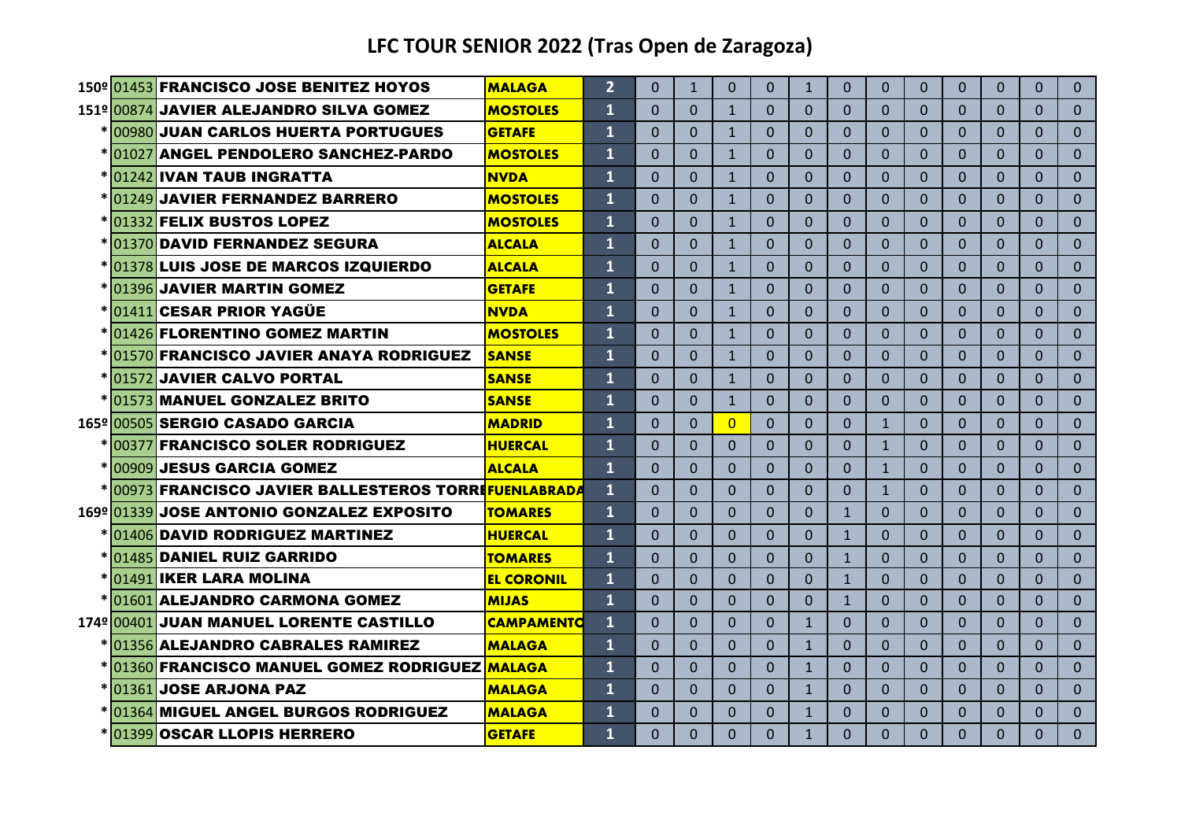# LFC TOUR SENIOR 2022 (Tras Open de Zaragoza)

| | | | | | | | | | | | | | | | | | | |
|---|---|---|---|---|---|---|---|---|---|---|---|---|---|---|---|---|---|---|
| 150º | 01453 | FRANCISCO JOSE BENITEZ HOYOS | MALAGA | 2 | 0 | 1 | 0 | 0 | 1 | 0 | 0 | 0 | 0 | 0 | 0 | 0 |
| 151º | 00874 | JAVIER ALEJANDRO SILVA GOMEZ | MOSTOLES | 1 | 0 | 0 | 1 | 0 | 0 | 0 | 0 | 0 | 0 | 0 | 0 | 0 |
| * | 00980 | JUAN CARLOS HUERTA PORTUGUES | GETAFE | 1 | 0 | 0 | 1 | 0 | 0 | 0 | 0 | 0 | 0 | 0 | 0 | 0 |
| * | 01027 | ANGEL PENDOLERO SANCHEZ-PARDO | MOSTOLES | 1 | 0 | 0 | 1 | 0 | 0 | 0 | 0 | 0 | 0 | 0 | 0 | 0 |
| * | 01242 | IVAN TAUB INGRATTA | NVDA | 1 | 0 | 0 | 1 | 0 | 0 | 0 | 0 | 0 | 0 | 0 | 0 | 0 |
| * | 01249 | JAVIER FERNANDEZ BARRERO | MOSTOLES | 1 | 0 | 0 | 1 | 0 | 0 | 0 | 0 | 0 | 0 | 0 | 0 | 0 |
| * | 01332 | FELIX BUSTOS LOPEZ | MOSTOLES | 1 | 0 | 0 | 1 | 0 | 0 | 0 | 0 | 0 | 0 | 0 | 0 | 0 |
| * | 01370 | DAVID FERNANDEZ SEGURA | ALCALA | 1 | 0 | 0 | 1 | 0 | 0 | 0 | 0 | 0 | 0 | 0 | 0 | 0 |
| * | 01378 | LUIS JOSE DE MARCOS IZQUIERDO | ALCALA | 1 | 0 | 0 | 1 | 0 | 0 | 0 | 0 | 0 | 0 | 0 | 0 | 0 |
| * | 01396 | JAVIER MARTIN GOMEZ | GETAFE | 1 | 0 | 0 | 1 | 0 | 0 | 0 | 0 | 0 | 0 | 0 | 0 | 0 |
| * | 01411 | CESAR PRIOR YAGÜE | NVDA | 1 | 0 | 0 | 1 | 0 | 0 | 0 | 0 | 0 | 0 | 0 | 0 | 0 |
| * | 01426 | FLORENTINO GOMEZ MARTIN | MOSTOLES | 1 | 0 | 0 | 1 | 0 | 0 | 0 | 0 | 0 | 0 | 0 | 0 | 0 |
| * | 01570 | FRANCISCO JAVIER ANAYA RODRIGUEZ | SANSE | 1 | 0 | 0 | 1 | 0 | 0 | 0 | 0 | 0 | 0 | 0 | 0 | 0 |
| * | 01572 | JAVIER CALVO PORTAL | SANSE | 1 | 0 | 0 | 1 | 0 | 0 | 0 | 0 | 0 | 0 | 0 | 0 | 0 |
| * | 01573 | MANUEL GONZALEZ BRITO | SANSE | 1 | 0 | 0 | 1 | 0 | 0 | 0 | 0 | 0 | 0 | 0 | 0 | 0 |
| 165º | 00505 | SERGIO CASADO GARCIA | MADRID | 1 | 0 | 0 | 0 | 0 | 0 | 0 | 1 | 0 | 0 | 0 | 0 | 0 |
| * | 00377 | FRANCISCO SOLER RODRIGUEZ | HUERCAL | 1 | 0 | 0 | 0 | 0 | 0 | 0 | 1 | 0 | 0 | 0 | 0 | 0 |
| * | 00909 | JESUS GARCIA GOMEZ | ALCALA | 1 | 0 | 0 | 0 | 0 | 0 | 0 | 1 | 0 | 0 | 0 | 0 | 0 |
| * | 00973 | FRANCISCO JAVIER BALLESTEROS TORRE | FUENLABRADA | 1 | 0 | 0 | 0 | 0 | 0 | 0 | 1 | 0 | 0 | 0 | 0 | 0 |
| 169º | 01339 | JOSE ANTONIO GONZALEZ EXPOSITO | TOMARES | 1 | 0 | 0 | 0 | 0 | 0 | 1 | 0 | 0 | 0 | 0 | 0 | 0 |
| * | 01406 | DAVID RODRIGUEZ MARTINEZ | HUERCAL | 1 | 0 | 0 | 0 | 0 | 0 | 1 | 0 | 0 | 0 | 0 | 0 | 0 |
| * | 01485 | DANIEL RUIZ GARRIDO | TOMARES | 1 | 0 | 0 | 0 | 0 | 0 | 1 | 0 | 0 | 0 | 0 | 0 | 0 |
| * | 01491 | IKER LARA MOLINA | EL CORONIL | 1 | 0 | 0 | 0 | 0 | 0 | 1 | 0 | 0 | 0 | 0 | 0 | 0 |
| * | 01601 | ALEJANDRO CARMONA GOMEZ | MIJAS | 1 | 0 | 0 | 0 | 0 | 0 | 1 | 0 | 0 | 0 | 0 | 0 | 0 |
| 174º | 00401 | JUAN MANUEL LORENTE CASTILLO | CAMPAMENTO | 1 | 0 | 0 | 0 | 0 | 1 | 0 | 0 | 0 | 0 | 0 | 0 | 0 |
| * | 01356 | ALEJANDRO CABRALES RAMIREZ | MALAGA | 1 | 0 | 0 | 0 | 0 | 1 | 0 | 0 | 0 | 0 | 0 | 0 | 0 |
| * | 01360 | FRANCISCO MANUEL GOMEZ RODRIGUEZ | MALAGA | 1 | 0 | 0 | 0 | 0 | 1 | 0 | 0 | 0 | 0 | 0 | 0 | 0 |
| * | 01361 | JOSE ARJONA PAZ | MALAGA | 1 | 0 | 0 | 0 | 0 | 1 | 0 | 0 | 0 | 0 | 0 | 0 | 0 |
| * | 01364 | MIGUEL ANGEL BURGOS RODRIGUEZ | MALAGA | 1 | 0 | 0 | 0 | 0 | 1 | 0 | 0 | 0 | 0 | 0 | 0 | 0 |
| * | 01399 | OSCAR LLOPIS HERRERO | GETAFE | 1 | 0 | 0 | 0 | 0 | 1 | 0 | 0 | 0 | 0 | 0 | 0 | 0 |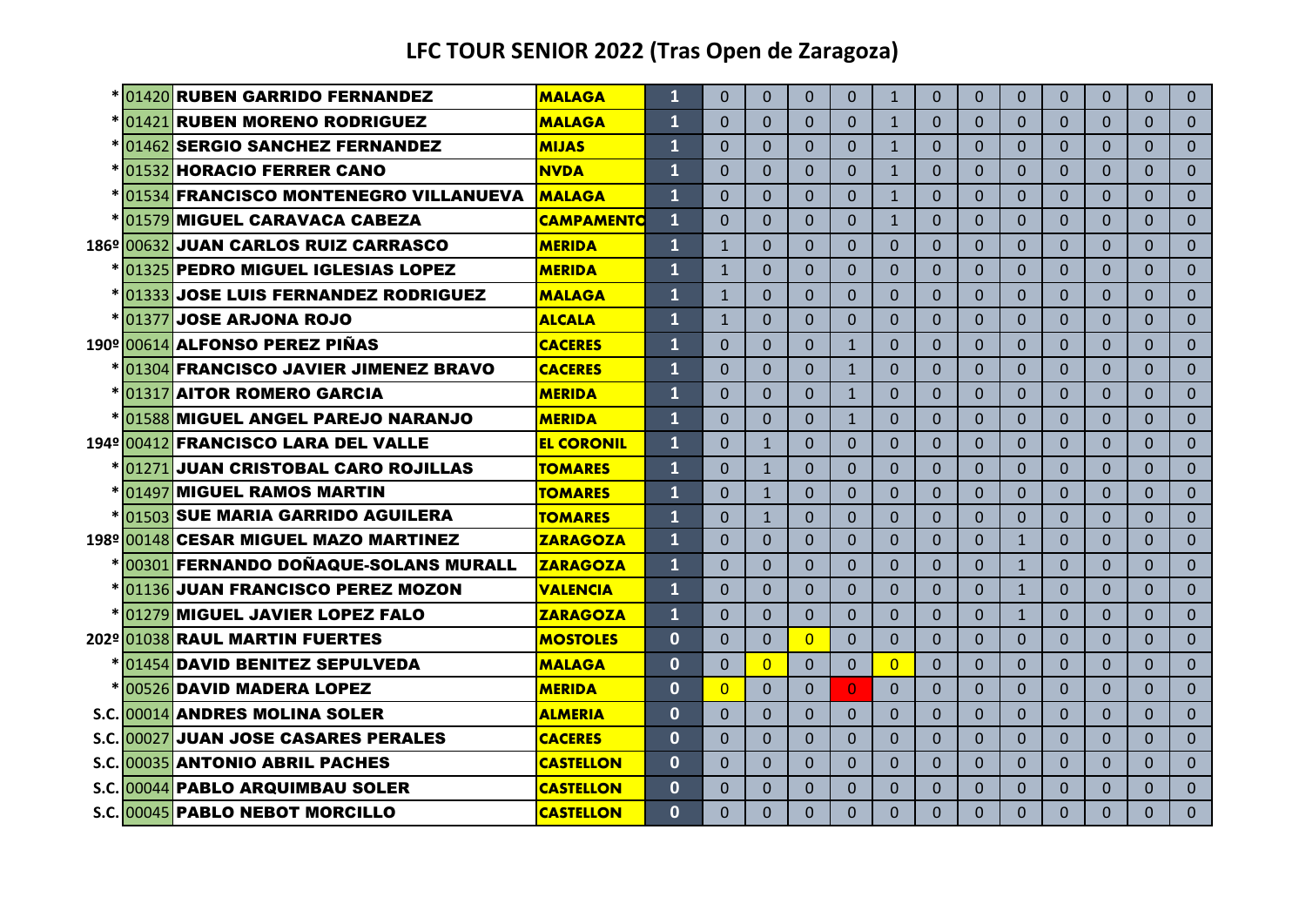## LFC TOUR SENIOR 2022 (Tras Open de Zaragoza)

| | | | | | | | | | | | | | | | | | |
|---|---|---|---|---|---|---|---|---|---|---|---|---|---|---|---|---|---|
| * | 01420 | RUBEN GARRIDO FERNANDEZ | MALAGA | 1 | 0 | 0 | 0 | 0 | 1 | 0 | 0 | 0 | 0 | 0 | 0 | 0 |
| * | 01421 | RUBEN MORENO RODRIGUEZ | MALAGA | 1 | 0 | 0 | 0 | 0 | 1 | 0 | 0 | 0 | 0 | 0 | 0 | 0 |
| * | 01462 | SERGIO SANCHEZ FERNANDEZ | MIJAS | 1 | 0 | 0 | 0 | 0 | 1 | 0 | 0 | 0 | 0 | 0 | 0 | 0 |
| * | 01532 | HORACIO FERRER CANO | NVDA | 1 | 0 | 0 | 0 | 0 | 1 | 0 | 0 | 0 | 0 | 0 | 0 | 0 |
| * | 01534 | FRANCISCO MONTENEGRO VILLANUEVA | MALAGA | 1 | 0 | 0 | 0 | 0 | 1 | 0 | 0 | 0 | 0 | 0 | 0 | 0 |
| * | 01579 | MIGUEL CARAVACA CABEZA | CAMPAMENTO | 1 | 0 | 0 | 0 | 0 | 1 | 0 | 0 | 0 | 0 | 0 | 0 | 0 |
| 186º | 00632 | JUAN CARLOS RUIZ CARRASCO | MERIDA | 1 | 1 | 0 | 0 | 0 | 0 | 0 | 0 | 0 | 0 | 0 | 0 | 0 |
| * | 01325 | PEDRO MIGUEL IGLESIAS LOPEZ | MERIDA | 1 | 1 | 0 | 0 | 0 | 0 | 0 | 0 | 0 | 0 | 0 | 0 | 0 |
| * | 01333 | JOSE LUIS FERNANDEZ RODRIGUEZ | MALAGA | 1 | 1 | 0 | 0 | 0 | 0 | 0 | 0 | 0 | 0 | 0 | 0 | 0 |
| * | 01377 | JOSE ARJONA ROJO | ALCALA | 1 | 1 | 0 | 0 | 0 | 0 | 0 | 0 | 0 | 0 | 0 | 0 | 0 |
| 190º | 00614 | ALFONSO PEREZ PIÑAS | CACERES | 1 | 0 | 0 | 0 | 1 | 0 | 0 | 0 | 0 | 0 | 0 | 0 | 0 |
| * | 01304 | FRANCISCO JAVIER JIMENEZ BRAVO | CACERES | 1 | 0 | 0 | 0 | 1 | 0 | 0 | 0 | 0 | 0 | 0 | 0 | 0 |
| * | 01317 | AITOR ROMERO GARCIA | MERIDA | 1 | 0 | 0 | 0 | 1 | 0 | 0 | 0 | 0 | 0 | 0 | 0 | 0 |
| * | 01588 | MIGUEL ANGEL PAREJO NARANJO | MERIDA | 1 | 0 | 0 | 0 | 1 | 0 | 0 | 0 | 0 | 0 | 0 | 0 | 0 |
| 194º | 00412 | FRANCISCO LARA DEL VALLE | EL CORONIL | 1 | 0 | 1 | 0 | 0 | 0 | 0 | 0 | 0 | 0 | 0 | 0 | 0 |
| * | 01271 | JUAN CRISTOBAL CARO ROJILLAS | TOMARES | 1 | 0 | 1 | 0 | 0 | 0 | 0 | 0 | 0 | 0 | 0 | 0 | 0 |
| * | 01497 | MIGUEL RAMOS MARTIN | TOMARES | 1 | 0 | 1 | 0 | 0 | 0 | 0 | 0 | 0 | 0 | 0 | 0 | 0 |
| * | 01503 | SUE MARIA GARRIDO AGUILERA | TOMARES | 1 | 0 | 1 | 0 | 0 | 0 | 0 | 0 | 0 | 0 | 0 | 0 | 0 |
| 198º | 00148 | CESAR MIGUEL MAZO MARTINEZ | ZARAGOZA | 1 | 0 | 0 | 0 | 0 | 0 | 0 | 0 | 1 | 0 | 0 | 0 | 0 |
| * | 00301 | FERNANDO DOÑAQUE-SOLANS MURALL | ZARAGOZA | 1 | 0 | 0 | 0 | 0 | 0 | 0 | 0 | 1 | 0 | 0 | 0 | 0 |
| * | 01136 | JUAN FRANCISCO PEREZ MOZON | VALENCIA | 1 | 0 | 0 | 0 | 0 | 0 | 0 | 0 | 1 | 0 | 0 | 0 | 0 |
| * | 01279 | MIGUEL JAVIER LOPEZ FALO | ZARAGOZA | 1 | 0 | 0 | 0 | 0 | 0 | 0 | 0 | 1 | 0 | 0 | 0 | 0 |
| 202º | 01038 | RAUL MARTIN FUERTES | MOSTOLES | 0 | 0 | 0 | 0 | 0 | 0 | 0 | 0 | 0 | 0 | 0 | 0 | 0 |
| * | 01454 | DAVID BENITEZ SEPULVEDA | MALAGA | 0 | 0 | 0 | 0 | 0 | 0 | 0 | 0 | 0 | 0 | 0 | 0 | 0 |
| * | 00526 | DAVID MADERA LOPEZ | MERIDA | 0 | 0 | 0 | 0 | 0 | 0 | 0 | 0 | 0 | 0 | 0 | 0 | 0 |
| S.C. | 00014 | ANDRES MOLINA SOLER | ALMERIA | 0 | 0 | 0 | 0 | 0 | 0 | 0 | 0 | 0 | 0 | 0 | 0 | 0 |
| S.C. | 00027 | JUAN JOSE CASARES PERALES | CACERES | 0 | 0 | 0 | 0 | 0 | 0 | 0 | 0 | 0 | 0 | 0 | 0 | 0 |
| S.C. | 00035 | ANTONIO ABRIL PACHES | CASTELLON | 0 | 0 | 0 | 0 | 0 | 0 | 0 | 0 | 0 | 0 | 0 | 0 | 0 |
| S.C. | 00044 | PABLO ARQUIMBAU SOLER | CASTELLON | 0 | 0 | 0 | 0 | 0 | 0 | 0 | 0 | 0 | 0 | 0 | 0 | 0 |
| S.C. | 00045 | PABLO NEBOT MORCILLO | CASTELLON | 0 | 0 | 0 | 0 | 0 | 0 | 0 | 0 | 0 | 0 | 0 | 0 | 0 |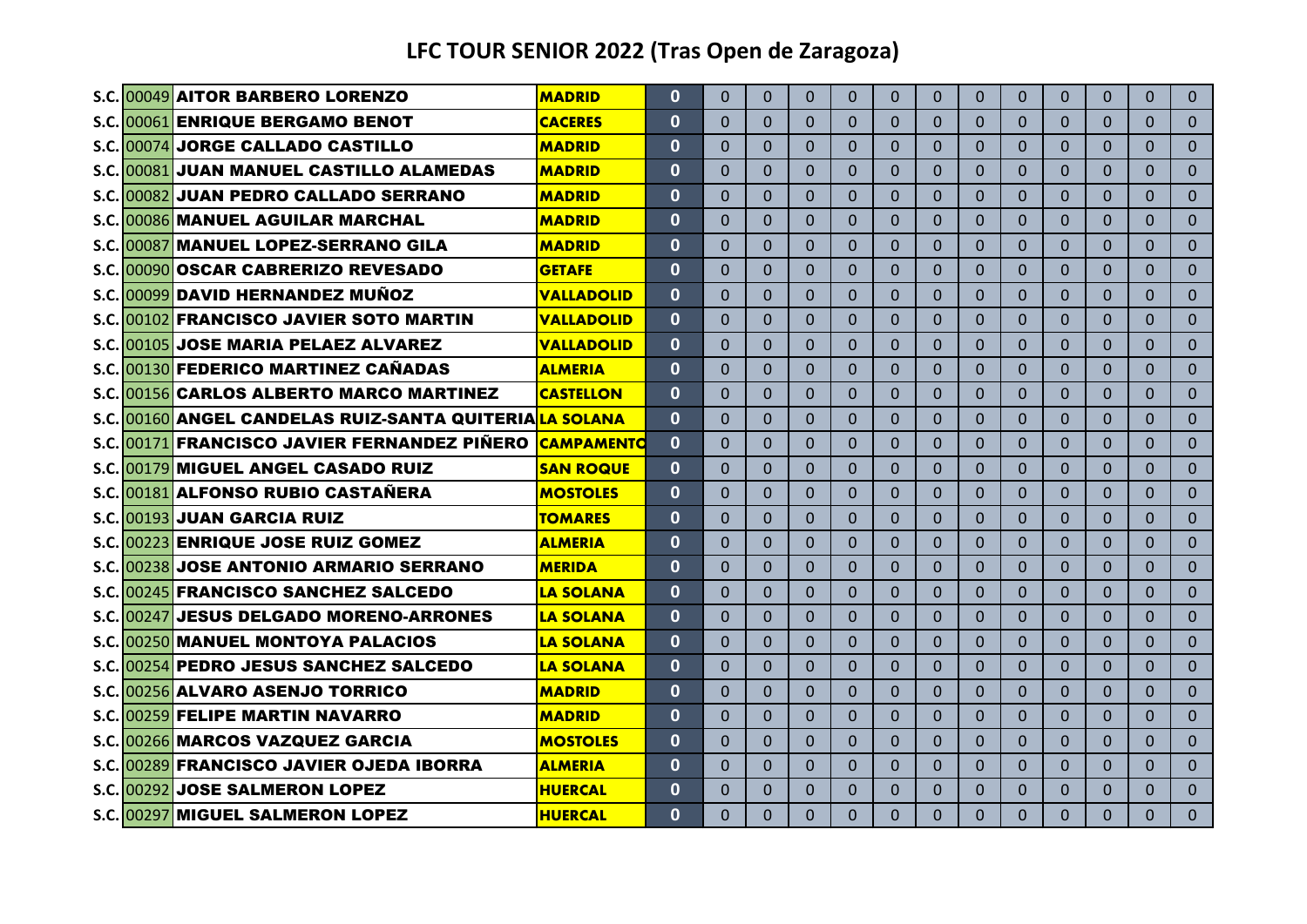# LFC TOUR SENIOR 2022 (Tras Open de Zaragoza)

| | | | | | | | | | | | | | | | | |
|---|---|---|---|---|---|---|---|---|---|---|---|---|---|---|---|---|
| S.C. | 00049 | AITOR BARBERO LORENZO | MADRID | 0 | 0 | 0 | 0 | 0 | 0 | 0 | 0 | 0 | 0 | 0 | 0 | 0 |
| S.C. | 00061 | ENRIQUE BERGAMO BENOT | CACERES | 0 | 0 | 0 | 0 | 0 | 0 | 0 | 0 | 0 | 0 | 0 | 0 | 0 |
| S.C. | 00074 | JORGE CALLADO CASTILLO | MADRID | 0 | 0 | 0 | 0 | 0 | 0 | 0 | 0 | 0 | 0 | 0 | 0 | 0 |
| S.C. | 00081 | JUAN MANUEL CASTILLO ALAMEDAS | MADRID | 0 | 0 | 0 | 0 | 0 | 0 | 0 | 0 | 0 | 0 | 0 | 0 | 0 |
| S.C. | 00082 | JUAN PEDRO CALLADO SERRANO | MADRID | 0 | 0 | 0 | 0 | 0 | 0 | 0 | 0 | 0 | 0 | 0 | 0 | 0 |
| S.C. | 00086 | MANUEL AGUILAR MARCHAL | MADRID | 0 | 0 | 0 | 0 | 0 | 0 | 0 | 0 | 0 | 0 | 0 | 0 | 0 |
| S.C. | 00087 | MANUEL LOPEZ-SERRANO GILA | MADRID | 0 | 0 | 0 | 0 | 0 | 0 | 0 | 0 | 0 | 0 | 0 | 0 | 0 |
| S.C. | 00090 | OSCAR CABRERIZO REVESADO | GETAFE | 0 | 0 | 0 | 0 | 0 | 0 | 0 | 0 | 0 | 0 | 0 | 0 | 0 |
| S.C. | 00099 | DAVID HERNANDEZ MUÑOZ | VALLADOLID | 0 | 0 | 0 | 0 | 0 | 0 | 0 | 0 | 0 | 0 | 0 | 0 | 0 |
| S.C. | 00102 | FRANCISCO JAVIER SOTO MARTIN | VALLADOLID | 0 | 0 | 0 | 0 | 0 | 0 | 0 | 0 | 0 | 0 | 0 | 0 | 0 |
| S.C. | 00105 | JOSE MARIA PELAEZ ALVAREZ | VALLADOLID | 0 | 0 | 0 | 0 | 0 | 0 | 0 | 0 | 0 | 0 | 0 | 0 | 0 |
| S.C. | 00130 | FEDERICO MARTINEZ CAÑADAS | ALMERIA | 0 | 0 | 0 | 0 | 0 | 0 | 0 | 0 | 0 | 0 | 0 | 0 | 0 |
| S.C. | 00156 | CARLOS ALBERTO MARCO MARTINEZ | CASTELLON | 0 | 0 | 0 | 0 | 0 | 0 | 0 | 0 | 0 | 0 | 0 | 0 | 0 |
| S.C. | 00160 | ANGEL CANDELAS RUIZ-SANTA QUITERIA | LA SOLANA | 0 | 0 | 0 | 0 | 0 | 0 | 0 | 0 | 0 | 0 | 0 | 0 | 0 |
| S.C. | 00171 | FRANCISCO JAVIER FERNANDEZ PIÑERO | CAMPAMENTO | 0 | 0 | 0 | 0 | 0 | 0 | 0 | 0 | 0 | 0 | 0 | 0 | 0 |
| S.C. | 00179 | MIGUEL ANGEL CASADO RUIZ | SAN ROQUE | 0 | 0 | 0 | 0 | 0 | 0 | 0 | 0 | 0 | 0 | 0 | 0 | 0 |
| S.C. | 00181 | ALFONSO RUBIO CASTAÑERA | MOSTOLES | 0 | 0 | 0 | 0 | 0 | 0 | 0 | 0 | 0 | 0 | 0 | 0 | 0 |
| S.C. | 00193 | JUAN GARCIA RUIZ | TOMARES | 0 | 0 | 0 | 0 | 0 | 0 | 0 | 0 | 0 | 0 | 0 | 0 | 0 |
| S.C. | 00223 | ENRIQUE JOSE RUIZ GOMEZ | ALMERIA | 0 | 0 | 0 | 0 | 0 | 0 | 0 | 0 | 0 | 0 | 0 | 0 | 0 |
| S.C. | 00238 | JOSE ANTONIO ARMARIO SERRANO | MERIDA | 0 | 0 | 0 | 0 | 0 | 0 | 0 | 0 | 0 | 0 | 0 | 0 | 0 |
| S.C. | 00245 | FRANCISCO SANCHEZ SALCEDO | LA SOLANA | 0 | 0 | 0 | 0 | 0 | 0 | 0 | 0 | 0 | 0 | 0 | 0 | 0 |
| S.C. | 00247 | JESUS DELGADO MORENO-ARRONES | LA SOLANA | 0 | 0 | 0 | 0 | 0 | 0 | 0 | 0 | 0 | 0 | 0 | 0 | 0 |
| S.C. | 00250 | MANUEL MONTOYA PALACIOS | LA SOLANA | 0 | 0 | 0 | 0 | 0 | 0 | 0 | 0 | 0 | 0 | 0 | 0 | 0 |
| S.C. | 00254 | PEDRO JESUS SANCHEZ SALCEDO | LA SOLANA | 0 | 0 | 0 | 0 | 0 | 0 | 0 | 0 | 0 | 0 | 0 | 0 | 0 |
| S.C. | 00256 | ALVARO ASENJO TORRICO | MADRID | 0 | 0 | 0 | 0 | 0 | 0 | 0 | 0 | 0 | 0 | 0 | 0 | 0 |
| S.C. | 00259 | FELIPE MARTIN NAVARRO | MADRID | 0 | 0 | 0 | 0 | 0 | 0 | 0 | 0 | 0 | 0 | 0 | 0 | 0 |
| S.C. | 00266 | MARCOS VAZQUEZ GARCIA | MOSTOLES | 0 | 0 | 0 | 0 | 0 | 0 | 0 | 0 | 0 | 0 | 0 | 0 | 0 |
| S.C. | 00289 | FRANCISCO JAVIER OJEDA IBORRA | ALMERIA | 0 | 0 | 0 | 0 | 0 | 0 | 0 | 0 | 0 | 0 | 0 | 0 | 0 |
| S.C. | 00292 | JOSE SALMERON LOPEZ | HUERCAL | 0 | 0 | 0 | 0 | 0 | 0 | 0 | 0 | 0 | 0 | 0 | 0 | 0 |
| S.C. | 00297 | MIGUEL SALMERON LOPEZ | HUERCAL | 0 | 0 | 0 | 0 | 0 | 0 | 0 | 0 | 0 | 0 | 0 | 0 | 0 |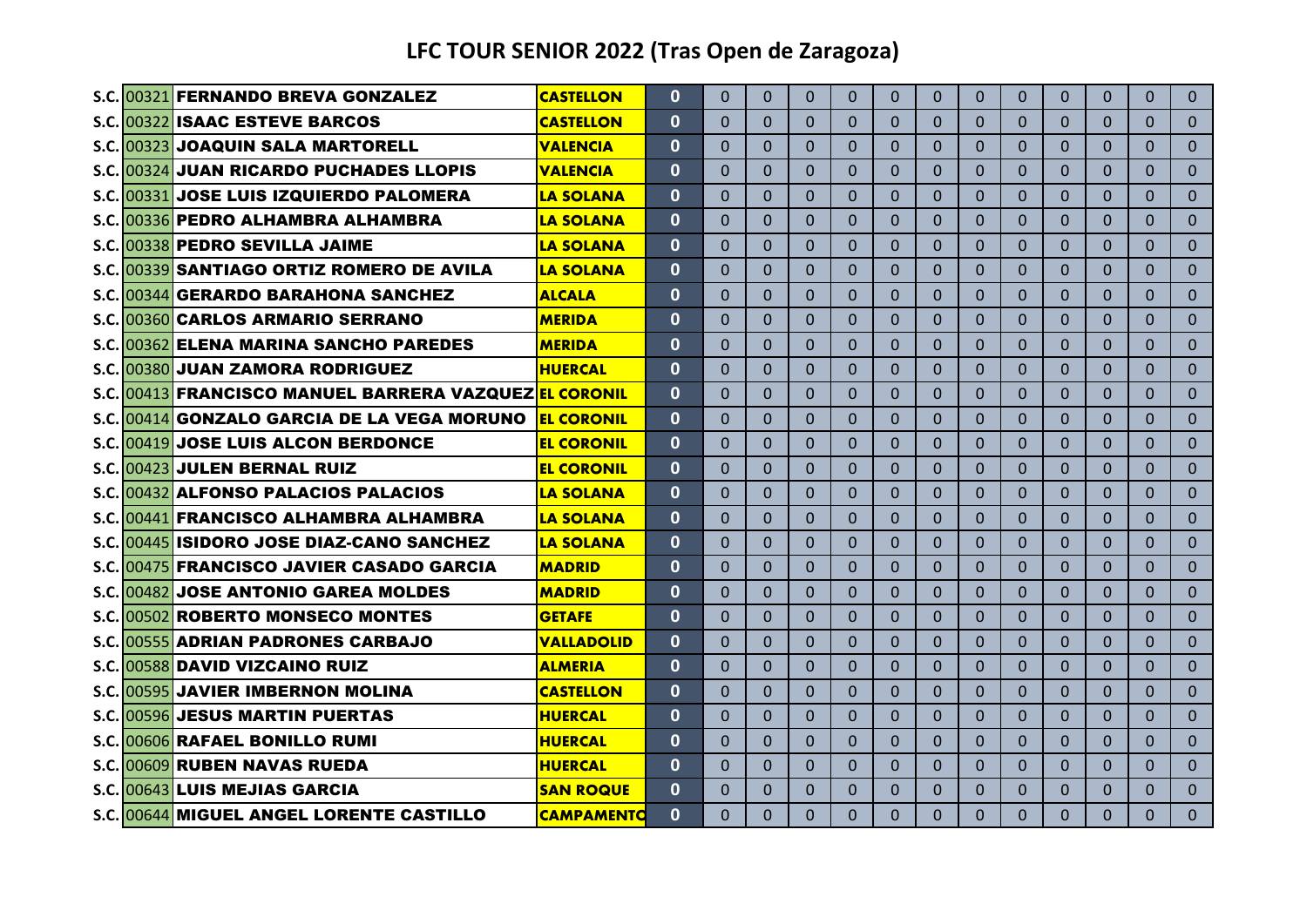# LFC TOUR SENIOR 2022 (Tras Open de Zaragoza)

| | | | | | | | | | | | | | | | | | |
|---|---|---|---|---|---|---|---|---|---|---|---|---|---|---|---|---|---|
| S.C. | 00321 | FERNANDO BREVA GONZALEZ | CASTELLON | 0 | 0 | 0 | 0 | 0 | 0 | 0 | 0 | 0 | 0 | 0 | 0 | 0 |
| S.C. | 00322 | ISAAC ESTEVE BARCOS | CASTELLON | 0 | 0 | 0 | 0 | 0 | 0 | 0 | 0 | 0 | 0 | 0 | 0 | 0 |
| S.C. | 00323 | JOAQUIN SALA MARTORELL | VALENCIA | 0 | 0 | 0 | 0 | 0 | 0 | 0 | 0 | 0 | 0 | 0 | 0 | 0 |
| S.C. | 00324 | JUAN RICARDO PUCHADES LLOPIS | VALENCIA | 0 | 0 | 0 | 0 | 0 | 0 | 0 | 0 | 0 | 0 | 0 | 0 | 0 |
| S.C. | 00331 | JOSE LUIS IZQUIERDO PALOMERA | LA SOLANA | 0 | 0 | 0 | 0 | 0 | 0 | 0 | 0 | 0 | 0 | 0 | 0 | 0 |
| S.C. | 00336 | PEDRO ALHAMBRA ALHAMBRA | LA SOLANA | 0 | 0 | 0 | 0 | 0 | 0 | 0 | 0 | 0 | 0 | 0 | 0 | 0 |
| S.C. | 00338 | PEDRO SEVILLA JAIME | LA SOLANA | 0 | 0 | 0 | 0 | 0 | 0 | 0 | 0 | 0 | 0 | 0 | 0 | 0 |
| S.C. | 00339 | SANTIAGO ORTIZ ROMERO DE AVILA | LA SOLANA | 0 | 0 | 0 | 0 | 0 | 0 | 0 | 0 | 0 | 0 | 0 | 0 | 0 |
| S.C. | 00344 | GERARDO BARAHONA SANCHEZ | ALCALA | 0 | 0 | 0 | 0 | 0 | 0 | 0 | 0 | 0 | 0 | 0 | 0 | 0 |
| S.C. | 00360 | CARLOS ARMARIO SERRANO | MERIDA | 0 | 0 | 0 | 0 | 0 | 0 | 0 | 0 | 0 | 0 | 0 | 0 | 0 |
| S.C. | 00362 | ELENA MARINA SANCHO PAREDES | MERIDA | 0 | 0 | 0 | 0 | 0 | 0 | 0 | 0 | 0 | 0 | 0 | 0 | 0 |
| S.C. | 00380 | JUAN ZAMORA RODRIGUEZ | HUERCAL | 0 | 0 | 0 | 0 | 0 | 0 | 0 | 0 | 0 | 0 | 0 | 0 | 0 |
| S.C. | 00413 | FRANCISCO MANUEL BARRERA VAZQUEZ | EL CORONIL | 0 | 0 | 0 | 0 | 0 | 0 | 0 | 0 | 0 | 0 | 0 | 0 | 0 |
| S.C. | 00414 | GONZALO GARCIA DE LA VEGA MORUNO | EL CORONIL | 0 | 0 | 0 | 0 | 0 | 0 | 0 | 0 | 0 | 0 | 0 | 0 | 0 |
| S.C. | 00419 | JOSE LUIS ALCON BERDONCE | EL CORONIL | 0 | 0 | 0 | 0 | 0 | 0 | 0 | 0 | 0 | 0 | 0 | 0 | 0 |
| S.C. | 00423 | JULEN BERNAL RUIZ | EL CORONIL | 0 | 0 | 0 | 0 | 0 | 0 | 0 | 0 | 0 | 0 | 0 | 0 | 0 |
| S.C. | 00432 | ALFONSO PALACIOS PALACIOS | LA SOLANA | 0 | 0 | 0 | 0 | 0 | 0 | 0 | 0 | 0 | 0 | 0 | 0 | 0 |
| S.C. | 00441 | FRANCISCO ALHAMBRA ALHAMBRA | LA SOLANA | 0 | 0 | 0 | 0 | 0 | 0 | 0 | 0 | 0 | 0 | 0 | 0 | 0 |
| S.C. | 00445 | ISIDORO JOSE DIAZ-CANO SANCHEZ | LA SOLANA | 0 | 0 | 0 | 0 | 0 | 0 | 0 | 0 | 0 | 0 | 0 | 0 | 0 |
| S.C. | 00475 | FRANCISCO JAVIER CASADO GARCIA | MADRID | 0 | 0 | 0 | 0 | 0 | 0 | 0 | 0 | 0 | 0 | 0 | 0 | 0 |
| S.C. | 00482 | JOSE ANTONIO GAREA MOLDES | MADRID | 0 | 0 | 0 | 0 | 0 | 0 | 0 | 0 | 0 | 0 | 0 | 0 | 0 |
| S.C. | 00502 | ROBERTO MONSECO MONTES | GETAFE | 0 | 0 | 0 | 0 | 0 | 0 | 0 | 0 | 0 | 0 | 0 | 0 | 0 |
| S.C. | 00555 | ADRIAN PADRONES CARBAJO | VALLADOLID | 0 | 0 | 0 | 0 | 0 | 0 | 0 | 0 | 0 | 0 | 0 | 0 | 0 |
| S.C. | 00588 | DAVID VIZCAINO RUIZ | ALMERIA | 0 | 0 | 0 | 0 | 0 | 0 | 0 | 0 | 0 | 0 | 0 | 0 | 0 |
| S.C. | 00595 | JAVIER IMBERNON MOLINA | CASTELLON | 0 | 0 | 0 | 0 | 0 | 0 | 0 | 0 | 0 | 0 | 0 | 0 | 0 |
| S.C. | 00596 | JESUS MARTIN PUERTAS | HUERCAL | 0 | 0 | 0 | 0 | 0 | 0 | 0 | 0 | 0 | 0 | 0 | 0 | 0 |
| S.C. | 00606 | RAFAEL BONILLO RUMI | HUERCAL | 0 | 0 | 0 | 0 | 0 | 0 | 0 | 0 | 0 | 0 | 0 | 0 | 0 |
| S.C. | 00609 | RUBEN NAVAS RUEDA | HUERCAL | 0 | 0 | 0 | 0 | 0 | 0 | 0 | 0 | 0 | 0 | 0 | 0 | 0 |
| S.C. | 00643 | LUIS MEJIAS GARCIA | SAN ROQUE | 0 | 0 | 0 | 0 | 0 | 0 | 0 | 0 | 0 | 0 | 0 | 0 | 0 |
| S.C. | 00644 | MIGUEL ANGEL LORENTE CASTILLO | CAMPAMENTO | 0 | 0 | 0 | 0 | 0 | 0 | 0 | 0 | 0 | 0 | 0 | 0 | 0 |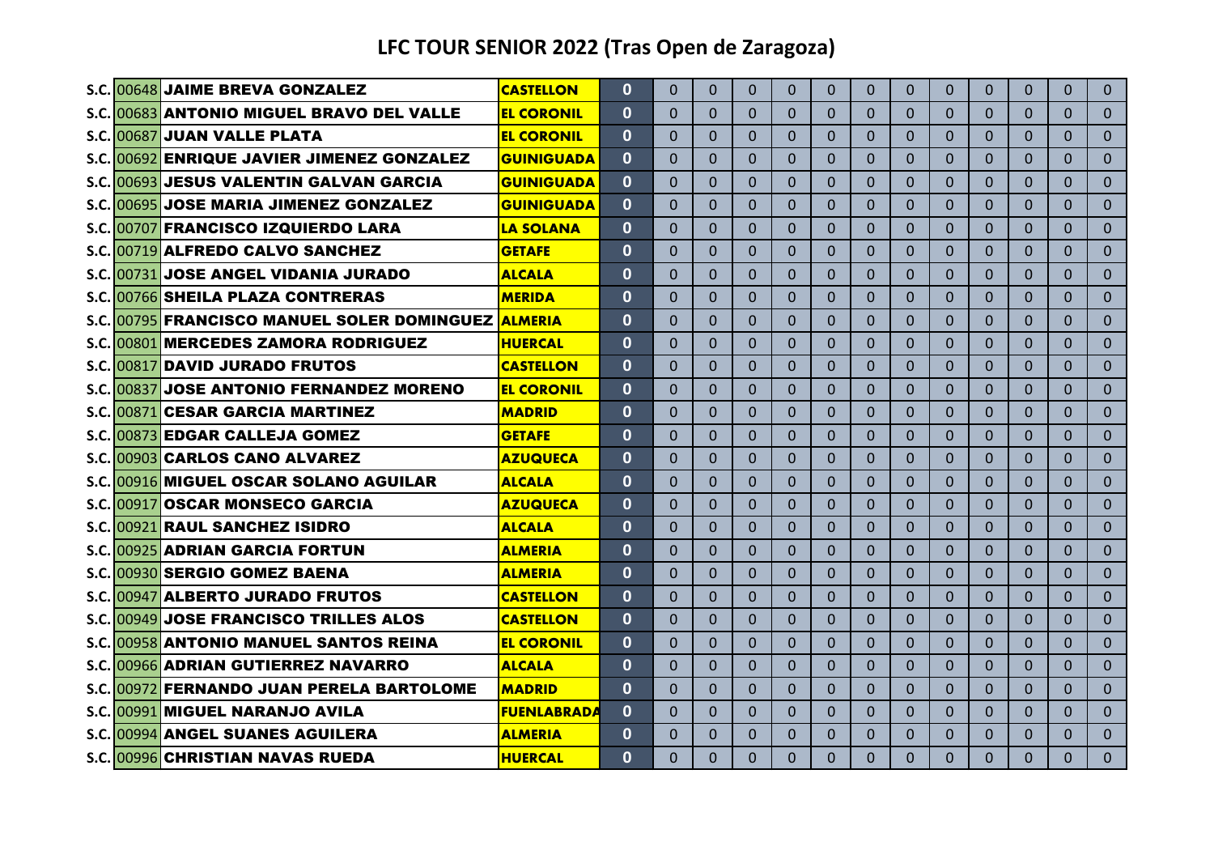# LFC TOUR SENIOR 2022 (Tras Open de Zaragoza)

| | | | | | | | | | | | | | | | | | |
|---|---|---|---|---|---|---|---|---|---|---|---|---|---|---|---|---|---|
| S.C. | 00648 | JAIME BREVA GONZALEZ | CASTELLON | 0 | 0 | 0 | 0 | 0 | 0 | 0 | 0 | 0 | 0 | 0 | 0 | 0 |
| S.C. | 00683 | ANTONIO MIGUEL BRAVO DEL VALLE | EL CORONIL | 0 | 0 | 0 | 0 | 0 | 0 | 0 | 0 | 0 | 0 | 0 | 0 | 0 |
| S.C. | 00687 | JUAN VALLE PLATA | EL CORONIL | 0 | 0 | 0 | 0 | 0 | 0 | 0 | 0 | 0 | 0 | 0 | 0 | 0 |
| S.C. | 00692 | ENRIQUE JAVIER JIMENEZ GONZALEZ | GUINIGUADA | 0 | 0 | 0 | 0 | 0 | 0 | 0 | 0 | 0 | 0 | 0 | 0 | 0 |
| S.C. | 00693 | JESUS VALENTIN GALVAN GARCIA | GUINIGUADA | 0 | 0 | 0 | 0 | 0 | 0 | 0 | 0 | 0 | 0 | 0 | 0 | 0 |
| S.C. | 00695 | JOSE MARIA JIMENEZ GONZALEZ | GUINIGUADA | 0 | 0 | 0 | 0 | 0 | 0 | 0 | 0 | 0 | 0 | 0 | 0 | 0 |
| S.C. | 00707 | FRANCISCO IZQUIERDO LARA | LA SOLANA | 0 | 0 | 0 | 0 | 0 | 0 | 0 | 0 | 0 | 0 | 0 | 0 | 0 |
| S.C. | 00719 | ALFREDO CALVO SANCHEZ | GETAFE | 0 | 0 | 0 | 0 | 0 | 0 | 0 | 0 | 0 | 0 | 0 | 0 | 0 |
| S.C. | 00731 | JOSE ANGEL VIDANIA JURADO | ALCALA | 0 | 0 | 0 | 0 | 0 | 0 | 0 | 0 | 0 | 0 | 0 | 0 | 0 |
| S.C. | 00766 | SHEILA PLAZA CONTRERAS | MERIDA | 0 | 0 | 0 | 0 | 0 | 0 | 0 | 0 | 0 | 0 | 0 | 0 | 0 |
| S.C. | 00795 | FRANCISCO MANUEL SOLER DOMINGUEZ | ALMERIA | 0 | 0 | 0 | 0 | 0 | 0 | 0 | 0 | 0 | 0 | 0 | 0 | 0 |
| S.C. | 00801 | MERCEDES ZAMORA RODRIGUEZ | HUERCAL | 0 | 0 | 0 | 0 | 0 | 0 | 0 | 0 | 0 | 0 | 0 | 0 | 0 |
| S.C. | 00817 | DAVID JURADO FRUTOS | CASTELLON | 0 | 0 | 0 | 0 | 0 | 0 | 0 | 0 | 0 | 0 | 0 | 0 | 0 |
| S.C. | 00837 | JOSE ANTONIO FERNANDEZ MORENO | EL CORONIL | 0 | 0 | 0 | 0 | 0 | 0 | 0 | 0 | 0 | 0 | 0 | 0 | 0 |
| S.C. | 00871 | CESAR GARCIA MARTINEZ | MADRID | 0 | 0 | 0 | 0 | 0 | 0 | 0 | 0 | 0 | 0 | 0 | 0 | 0 |
| S.C. | 00873 | EDGAR CALLEJA GOMEZ | GETAFE | 0 | 0 | 0 | 0 | 0 | 0 | 0 | 0 | 0 | 0 | 0 | 0 | 0 |
| S.C. | 00903 | CARLOS CANO ALVAREZ | AZUQUECA | 0 | 0 | 0 | 0 | 0 | 0 | 0 | 0 | 0 | 0 | 0 | 0 | 0 |
| S.C. | 00916 | MIGUEL OSCAR SOLANO AGUILAR | ALCALA | 0 | 0 | 0 | 0 | 0 | 0 | 0 | 0 | 0 | 0 | 0 | 0 | 0 |
| S.C. | 00917 | OSCAR MONSECO GARCIA | AZUQUECA | 0 | 0 | 0 | 0 | 0 | 0 | 0 | 0 | 0 | 0 | 0 | 0 | 0 |
| S.C. | 00921 | RAUL SANCHEZ ISIDRO | ALCALA | 0 | 0 | 0 | 0 | 0 | 0 | 0 | 0 | 0 | 0 | 0 | 0 | 0 |
| S.C. | 00925 | ADRIAN GARCIA FORTUN | ALMERIA | 0 | 0 | 0 | 0 | 0 | 0 | 0 | 0 | 0 | 0 | 0 | 0 | 0 |
| S.C. | 00930 | SERGIO GOMEZ BAENA | ALMERIA | 0 | 0 | 0 | 0 | 0 | 0 | 0 | 0 | 0 | 0 | 0 | 0 | 0 |
| S.C. | 00947 | ALBERTO JURADO FRUTOS | CASTELLON | 0 | 0 | 0 | 0 | 0 | 0 | 0 | 0 | 0 | 0 | 0 | 0 | 0 |
| S.C. | 00949 | JOSE FRANCISCO TRILLES ALOS | CASTELLON | 0 | 0 | 0 | 0 | 0 | 0 | 0 | 0 | 0 | 0 | 0 | 0 | 0 |
| S.C. | 00958 | ANTONIO MANUEL SANTOS REINA | EL CORONIL | 0 | 0 | 0 | 0 | 0 | 0 | 0 | 0 | 0 | 0 | 0 | 0 | 0 |
| S.C. | 00966 | ADRIAN GUTIERREZ NAVARRO | ALCALA | 0 | 0 | 0 | 0 | 0 | 0 | 0 | 0 | 0 | 0 | 0 | 0 | 0 |
| S.C. | 00972 | FERNANDO JUAN PERELA BARTOLOME | MADRID | 0 | 0 | 0 | 0 | 0 | 0 | 0 | 0 | 0 | 0 | 0 | 0 | 0 |
| S.C. | 00991 | MIGUEL NARANJO AVILA | FUENLABRADA | 0 | 0 | 0 | 0 | 0 | 0 | 0 | 0 | 0 | 0 | 0 | 0 | 0 |
| S.C. | 00994 | ANGEL SUANES AGUILERA | ALMERIA | 0 | 0 | 0 | 0 | 0 | 0 | 0 | 0 | 0 | 0 | 0 | 0 | 0 |
| S.C. | 00996 | CHRISTIAN NAVAS RUEDA | HUERCAL | 0 | 0 | 0 | 0 | 0 | 0 | 0 | 0 | 0 | 0 | 0 | 0 | 0 |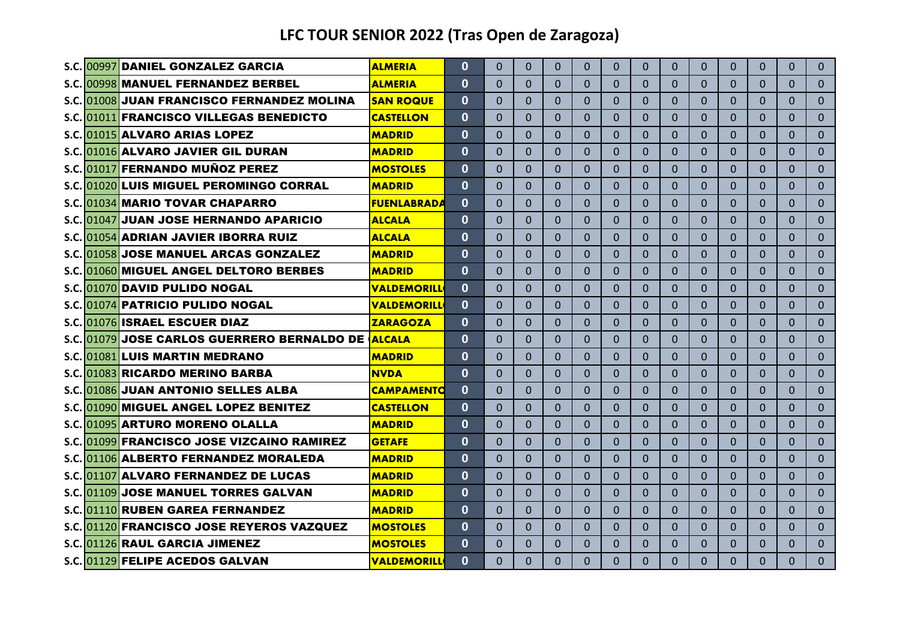# LFC TOUR SENIOR 2022 (Tras Open de Zaragoza)

| | | | | | | | | | | | | | | | | | |
|---|---|---|---|---|---|---|---|---|---|---|---|---|---|---|---|---|---|
| S.C. | 00997 | DANIEL GONZALEZ GARCIA | ALMERIA | 0 | 0 | 0 | 0 | 0 | 0 | 0 | 0 | 0 | 0 | 0 | 0 | 0 |
| S.C. | 00998 | MANUEL FERNANDEZ BERBEL | ALMERIA | 0 | 0 | 0 | 0 | 0 | 0 | 0 | 0 | 0 | 0 | 0 | 0 | 0 |
| S.C. | 01008 | JUAN FRANCISCO FERNANDEZ MOLINA | SAN ROQUE | 0 | 0 | 0 | 0 | 0 | 0 | 0 | 0 | 0 | 0 | 0 | 0 | 0 |
| S.C. | 01011 | FRANCISCO VILLEGAS BENEDICTO | CASTELLON | 0 | 0 | 0 | 0 | 0 | 0 | 0 | 0 | 0 | 0 | 0 | 0 | 0 |
| S.C. | 01015 | ALVARO ARIAS LOPEZ | MADRID | 0 | 0 | 0 | 0 | 0 | 0 | 0 | 0 | 0 | 0 | 0 | 0 | 0 |
| S.C. | 01016 | ALVARO JAVIER GIL DURAN | MADRID | 0 | 0 | 0 | 0 | 0 | 0 | 0 | 0 | 0 | 0 | 0 | 0 | 0 |
| S.C. | 01017 | FERNANDO MUÑOZ PEREZ | MOSTOLES | 0 | 0 | 0 | 0 | 0 | 0 | 0 | 0 | 0 | 0 | 0 | 0 | 0 |
| S.C. | 01020 | LUIS MIGUEL PEROMINGO CORRAL | MADRID | 0 | 0 | 0 | 0 | 0 | 0 | 0 | 0 | 0 | 0 | 0 | 0 | 0 |
| S.C. | 01034 | MARIO TOVAR CHAPARRO | FUENLABRADA | 0 | 0 | 0 | 0 | 0 | 0 | 0 | 0 | 0 | 0 | 0 | 0 | 0 |
| S.C. | 01047 | JUAN JOSE HERNANDO APARICIO | ALCALA | 0 | 0 | 0 | 0 | 0 | 0 | 0 | 0 | 0 | 0 | 0 | 0 | 0 |
| S.C. | 01054 | ADRIAN JAVIER IBORRA RUIZ | ALCALA | 0 | 0 | 0 | 0 | 0 | 0 | 0 | 0 | 0 | 0 | 0 | 0 | 0 |
| S.C. | 01058 | JOSE MANUEL ARCAS GONZALEZ | MADRID | 0 | 0 | 0 | 0 | 0 | 0 | 0 | 0 | 0 | 0 | 0 | 0 | 0 |
| S.C. | 01060 | MIGUEL ANGEL DELTORO BERBES | MADRID | 0 | 0 | 0 | 0 | 0 | 0 | 0 | 0 | 0 | 0 | 0 | 0 | 0 |
| S.C. | 01070 | DAVID PULIDO NOGAL | VALDEMORILL | 0 | 0 | 0 | 0 | 0 | 0 | 0 | 0 | 0 | 0 | 0 | 0 | 0 |
| S.C. | 01074 | PATRICIO PULIDO NOGAL | VALDEMORILL | 0 | 0 | 0 | 0 | 0 | 0 | 0 | 0 | 0 | 0 | 0 | 0 | 0 |
| S.C. | 01076 | ISRAEL ESCUER DIAZ | ZARAGOZA | 0 | 0 | 0 | 0 | 0 | 0 | 0 | 0 | 0 | 0 | 0 | 0 | 0 |
| S.C. | 01079 | JOSE CARLOS GUERRERO BERNALDO DE | ALCALA | 0 | 0 | 0 | 0 | 0 | 0 | 0 | 0 | 0 | 0 | 0 | 0 | 0 |
| S.C. | 01081 | LUIS MARTIN MEDRANO | MADRID | 0 | 0 | 0 | 0 | 0 | 0 | 0 | 0 | 0 | 0 | 0 | 0 | 0 |
| S.C. | 01083 | RICARDO MERINO BARBA | NVDA | 0 | 0 | 0 | 0 | 0 | 0 | 0 | 0 | 0 | 0 | 0 | 0 | 0 |
| S.C. | 01086 | JUAN ANTONIO SELLES ALBA | CAMPAMENTO | 0 | 0 | 0 | 0 | 0 | 0 | 0 | 0 | 0 | 0 | 0 | 0 | 0 |
| S.C. | 01090 | MIGUEL ANGEL LOPEZ BENITEZ | CASTELLON | 0 | 0 | 0 | 0 | 0 | 0 | 0 | 0 | 0 | 0 | 0 | 0 | 0 |
| S.C. | 01095 | ARTURO MORENO OLALLA | MADRID | 0 | 0 | 0 | 0 | 0 | 0 | 0 | 0 | 0 | 0 | 0 | 0 | 0 |
| S.C. | 01099 | FRANCISCO JOSE VIZCAINO RAMIREZ | GETAFE | 0 | 0 | 0 | 0 | 0 | 0 | 0 | 0 | 0 | 0 | 0 | 0 | 0 |
| S.C. | 01106 | ALBERTO FERNANDEZ MORALEDA | MADRID | 0 | 0 | 0 | 0 | 0 | 0 | 0 | 0 | 0 | 0 | 0 | 0 | 0 |
| S.C. | 01107 | ALVARO FERNANDEZ DE LUCAS | MADRID | 0 | 0 | 0 | 0 | 0 | 0 | 0 | 0 | 0 | 0 | 0 | 0 | 0 |
| S.C. | 01109 | JOSE MANUEL TORRES GALVAN | MADRID | 0 | 0 | 0 | 0 | 0 | 0 | 0 | 0 | 0 | 0 | 0 | 0 | 0 |
| S.C. | 01110 | RUBEN GAREA FERNANDEZ | MADRID | 0 | 0 | 0 | 0 | 0 | 0 | 0 | 0 | 0 | 0 | 0 | 0 | 0 |
| S.C. | 01120 | FRANCISCO JOSE REYEROS VAZQUEZ | MOSTOLES | 0 | 0 | 0 | 0 | 0 | 0 | 0 | 0 | 0 | 0 | 0 | 0 | 0 |
| S.C. | 01126 | RAUL GARCIA JIMENEZ | MOSTOLES | 0 | 0 | 0 | 0 | 0 | 0 | 0 | 0 | 0 | 0 | 0 | 0 | 0 |
| S.C. | 01129 | FELIPE ACEDOS GALVAN | VALDEMORILL | 0 | 0 | 0 | 0 | 0 | 0 | 0 | 0 | 0 | 0 | 0 | 0 | 0 |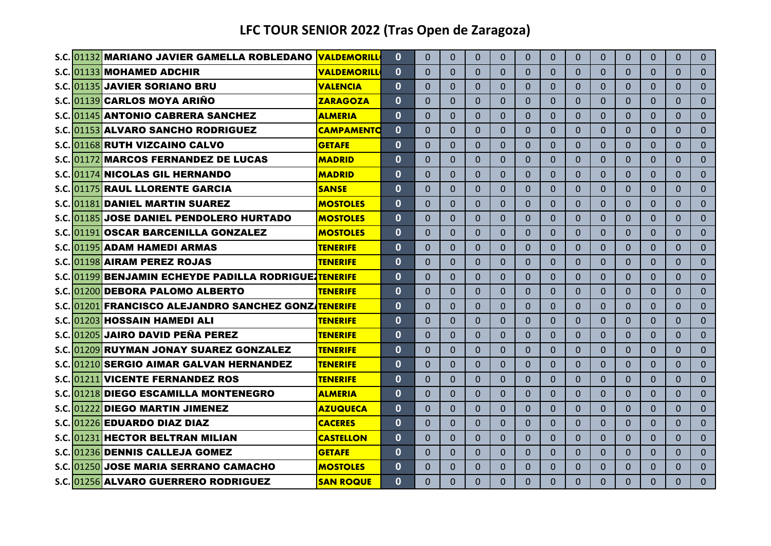# LFC TOUR SENIOR 2022 (Tras Open de Zaragoza)

| | | | | | | | | | | | | | | | | | |
|---|---|---|---|---|---|---|---|---|---|---|---|---|---|---|---|---|---|
| S.C. | 01132 | MARIANO JAVIER GAMELLA ROBLEDANO | VALDEMORILL | 0 | 0 | 0 | 0 | 0 | 0 | 0 | 0 | 0 | 0 | 0 | 0 | 0 |
| S.C. | 01133 | MOHAMED ADCHIR | VALDEMORILL | 0 | 0 | 0 | 0 | 0 | 0 | 0 | 0 | 0 | 0 | 0 | 0 | 0 |
| S.C. | 01135 | JAVIER SORIANO BRU | VALENCIA | 0 | 0 | 0 | 0 | 0 | 0 | 0 | 0 | 0 | 0 | 0 | 0 | 0 |
| S.C. | 01139 | CARLOS MOYA ARIÑO | ZARAGOZA | 0 | 0 | 0 | 0 | 0 | 0 | 0 | 0 | 0 | 0 | 0 | 0 | 0 |
| S.C. | 01145 | ANTONIO CABRERA SANCHEZ | ALMERIA | 0 | 0 | 0 | 0 | 0 | 0 | 0 | 0 | 0 | 0 | 0 | 0 | 0 |
| S.C. | 01153 | ALVARO SANCHO RODRIGUEZ | CAMPAMENTO | 0 | 0 | 0 | 0 | 0 | 0 | 0 | 0 | 0 | 0 | 0 | 0 | 0 |
| S.C. | 01168 | RUTH VIZCAINO CALVO | GETAFE | 0 | 0 | 0 | 0 | 0 | 0 | 0 | 0 | 0 | 0 | 0 | 0 | 0 |
| S.C. | 01172 | MARCOS FERNANDEZ DE LUCAS | MADRID | 0 | 0 | 0 | 0 | 0 | 0 | 0 | 0 | 0 | 0 | 0 | 0 | 0 |
| S.C. | 01174 | NICOLAS GIL HERNANDO | MADRID | 0 | 0 | 0 | 0 | 0 | 0 | 0 | 0 | 0 | 0 | 0 | 0 | 0 |
| S.C. | 01175 | RAUL LLORENTE GARCIA | SANSE | 0 | 0 | 0 | 0 | 0 | 0 | 0 | 0 | 0 | 0 | 0 | 0 | 0 |
| S.C. | 01181 | DANIEL MARTIN SUAREZ | MOSTOLES | 0 | 0 | 0 | 0 | 0 | 0 | 0 | 0 | 0 | 0 | 0 | 0 | 0 |
| S.C. | 01185 | JOSE DANIEL PENDOLERO HURTADO | MOSTOLES | 0 | 0 | 0 | 0 | 0 | 0 | 0 | 0 | 0 | 0 | 0 | 0 | 0 |
| S.C. | 01191 | OSCAR BARCENILLA GONZALEZ | MOSTOLES | 0 | 0 | 0 | 0 | 0 | 0 | 0 | 0 | 0 | 0 | 0 | 0 | 0 |
| S.C. | 01195 | ADAM HAMEDI ARMAS | TENERIFE | 0 | 0 | 0 | 0 | 0 | 0 | 0 | 0 | 0 | 0 | 0 | 0 | 0 |
| S.C. | 01198 | AIRAM PEREZ ROJAS | TENERIFE | 0 | 0 | 0 | 0 | 0 | 0 | 0 | 0 | 0 | 0 | 0 | 0 | 0 |
| S.C. | 01199 | BENJAMIN ECHEYDE PADILLA RODRIGUEZ | TENERIFE | 0 | 0 | 0 | 0 | 0 | 0 | 0 | 0 | 0 | 0 | 0 | 0 | 0 |
| S.C. | 01200 | DEBORA PALOMO ALBERTO | TENERIFE | 0 | 0 | 0 | 0 | 0 | 0 | 0 | 0 | 0 | 0 | 0 | 0 | 0 |
| S.C. | 01201 | FRANCISCO ALEJANDRO SANCHEZ GONZ | TENERIFE | 0 | 0 | 0 | 0 | 0 | 0 | 0 | 0 | 0 | 0 | 0 | 0 | 0 |
| S.C. | 01203 | HOSSAIN HAMEDI ALI | TENERIFE | 0 | 0 | 0 | 0 | 0 | 0 | 0 | 0 | 0 | 0 | 0 | 0 | 0 |
| S.C. | 01205 | JAIRO DAVID PEÑA PEREZ | TENERIFE | 0 | 0 | 0 | 0 | 0 | 0 | 0 | 0 | 0 | 0 | 0 | 0 | 0 |
| S.C. | 01209 | RUYMAN JONAY SUAREZ GONZALEZ | TENERIFE | 0 | 0 | 0 | 0 | 0 | 0 | 0 | 0 | 0 | 0 | 0 | 0 | 0 |
| S.C. | 01210 | SERGIO AIMAR GALVAN HERNANDEZ | TENERIFE | 0 | 0 | 0 | 0 | 0 | 0 | 0 | 0 | 0 | 0 | 0 | 0 | 0 |
| S.C. | 01211 | VICENTE FERNANDEZ ROS | TENERIFE | 0 | 0 | 0 | 0 | 0 | 0 | 0 | 0 | 0 | 0 | 0 | 0 | 0 |
| S.C. | 01218 | DIEGO ESCAMILLA MONTENEGRO | ALMERIA | 0 | 0 | 0 | 0 | 0 | 0 | 0 | 0 | 0 | 0 | 0 | 0 | 0 |
| S.C. | 01222 | DIEGO MARTIN JIMENEZ | AZUQUECA | 0 | 0 | 0 | 0 | 0 | 0 | 0 | 0 | 0 | 0 | 0 | 0 | 0 |
| S.C. | 01226 | EDUARDO DIAZ DIAZ | CACERES | 0 | 0 | 0 | 0 | 0 | 0 | 0 | 0 | 0 | 0 | 0 | 0 | 0 |
| S.C. | 01231 | HECTOR BELTRAN MILIAN | CASTELLON | 0 | 0 | 0 | 0 | 0 | 0 | 0 | 0 | 0 | 0 | 0 | 0 | 0 |
| S.C. | 01236 | DENNIS CALLEJA GOMEZ | GETAFE | 0 | 0 | 0 | 0 | 0 | 0 | 0 | 0 | 0 | 0 | 0 | 0 | 0 |
| S.C. | 01250 | JOSE MARIA SERRANO CAMACHO | MOSTOLES | 0 | 0 | 0 | 0 | 0 | 0 | 0 | 0 | 0 | 0 | 0 | 0 | 0 |
| S.C. | 01256 | ALVARO GUERRERO RODRIGUEZ | SAN ROQUE | 0 | 0 | 0 | 0 | 0 | 0 | 0 | 0 | 0 | 0 | 0 | 0 | 0 |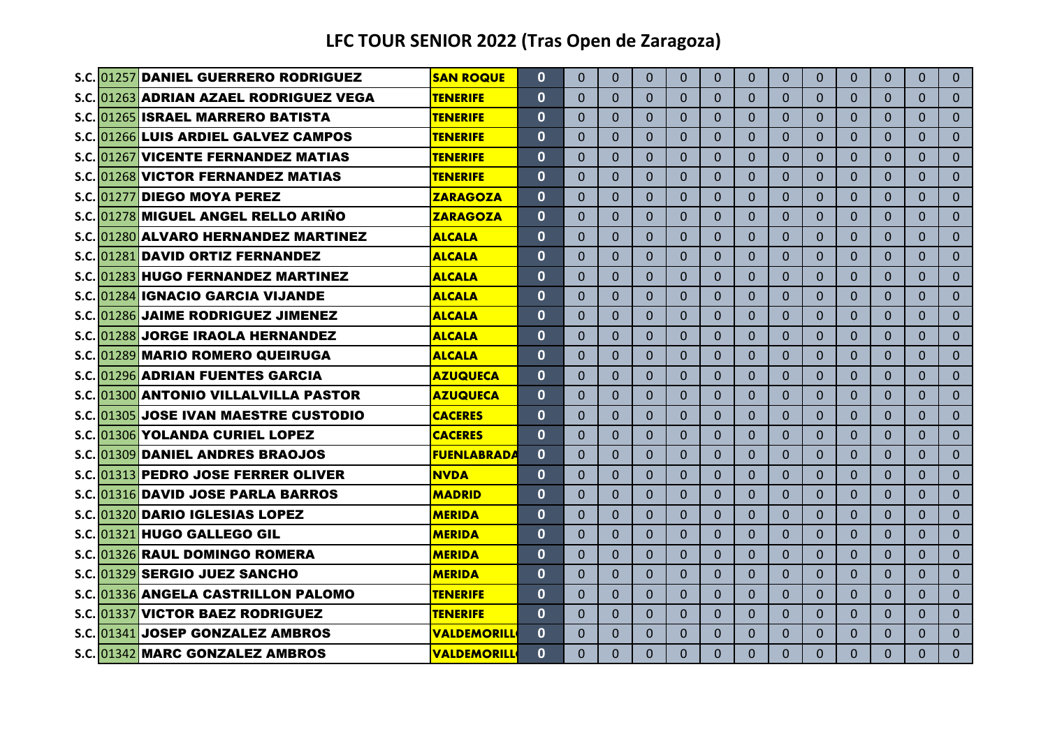# LFC TOUR SENIOR 2022 (Tras Open de Zaragoza)

| | | | | | | | | | | | | | | | | | |
|---|---|---|---|---|---|---|---|---|---|---|---|---|---|---|---|---|---|
| S.C. | 01257 | DANIEL GUERRERO RODRIGUEZ | SAN ROQUE | 0 | 0 | 0 | 0 | 0 | 0 | 0 | 0 | 0 | 0 | 0 | 0 | 0 | 0 |
| S.C. | 01263 | ADRIAN AZAEL RODRIGUEZ VEGA | TENERIFE | 0 | 0 | 0 | 0 | 0 | 0 | 0 | 0 | 0 | 0 | 0 | 0 | 0 | 0 |
| S.C. | 01265 | ISRAEL MARRERO BATISTA | TENERIFE | 0 | 0 | 0 | 0 | 0 | 0 | 0 | 0 | 0 | 0 | 0 | 0 | 0 | 0 |
| S.C. | 01266 | LUIS ARDIEL GALVEZ CAMPOS | TENERIFE | 0 | 0 | 0 | 0 | 0 | 0 | 0 | 0 | 0 | 0 | 0 | 0 | 0 | 0 |
| S.C. | 01267 | VICENTE FERNANDEZ MATIAS | TENERIFE | 0 | 0 | 0 | 0 | 0 | 0 | 0 | 0 | 0 | 0 | 0 | 0 | 0 | 0 |
| S.C. | 01268 | VICTOR FERNANDEZ MATIAS | TENERIFE | 0 | 0 | 0 | 0 | 0 | 0 | 0 | 0 | 0 | 0 | 0 | 0 | 0 | 0 |
| S.C. | 01277 | DIEGO MOYA PEREZ | ZARAGOZA | 0 | 0 | 0 | 0 | 0 | 0 | 0 | 0 | 0 | 0 | 0 | 0 | 0 | 0 |
| S.C. | 01278 | MIGUEL ANGEL RELLO ARIÑO | ZARAGOZA | 0 | 0 | 0 | 0 | 0 | 0 | 0 | 0 | 0 | 0 | 0 | 0 | 0 | 0 |
| S.C. | 01280 | ALVARO HERNANDEZ MARTINEZ | ALCALA | 0 | 0 | 0 | 0 | 0 | 0 | 0 | 0 | 0 | 0 | 0 | 0 | 0 | 0 |
| S.C. | 01281 | DAVID ORTIZ FERNANDEZ | ALCALA | 0 | 0 | 0 | 0 | 0 | 0 | 0 | 0 | 0 | 0 | 0 | 0 | 0 | 0 |
| S.C. | 01283 | HUGO FERNANDEZ MARTINEZ | ALCALA | 0 | 0 | 0 | 0 | 0 | 0 | 0 | 0 | 0 | 0 | 0 | 0 | 0 | 0 |
| S.C. | 01284 | IGNACIO GARCIA VIJANDE | ALCALA | 0 | 0 | 0 | 0 | 0 | 0 | 0 | 0 | 0 | 0 | 0 | 0 | 0 | 0 |
| S.C. | 01286 | JAIME RODRIGUEZ JIMENEZ | ALCALA | 0 | 0 | 0 | 0 | 0 | 0 | 0 | 0 | 0 | 0 | 0 | 0 | 0 | 0 |
| S.C. | 01288 | JORGE IRAOLA HERNANDEZ | ALCALA | 0 | 0 | 0 | 0 | 0 | 0 | 0 | 0 | 0 | 0 | 0 | 0 | 0 | 0 |
| S.C. | 01289 | MARIO ROMERO QUEIRUGA | ALCALA | 0 | 0 | 0 | 0 | 0 | 0 | 0 | 0 | 0 | 0 | 0 | 0 | 0 | 0 |
| S.C. | 01296 | ADRIAN FUENTES GARCIA | AZUQUECA | 0 | 0 | 0 | 0 | 0 | 0 | 0 | 0 | 0 | 0 | 0 | 0 | 0 | 0 |
| S.C. | 01300 | ANTONIO VILLALVILLA PASTOR | AZUQUECA | 0 | 0 | 0 | 0 | 0 | 0 | 0 | 0 | 0 | 0 | 0 | 0 | 0 | 0 |
| S.C. | 01305 | JOSE IVAN MAESTRE CUSTODIO | CACERES | 0 | 0 | 0 | 0 | 0 | 0 | 0 | 0 | 0 | 0 | 0 | 0 | 0 | 0 |
| S.C. | 01306 | YOLANDA CURIEL LOPEZ | CACERES | 0 | 0 | 0 | 0 | 0 | 0 | 0 | 0 | 0 | 0 | 0 | 0 | 0 | 0 |
| S.C. | 01309 | DANIEL ANDRES BRAOJOS | FUENLABRADA | 0 | 0 | 0 | 0 | 0 | 0 | 0 | 0 | 0 | 0 | 0 | 0 | 0 | 0 |
| S.C. | 01313 | PEDRO JOSE FERRER OLIVER | NVDA | 0 | 0 | 0 | 0 | 0 | 0 | 0 | 0 | 0 | 0 | 0 | 0 | 0 | 0 |
| S.C. | 01316 | DAVID JOSE PARLA BARROS | MADRID | 0 | 0 | 0 | 0 | 0 | 0 | 0 | 0 | 0 | 0 | 0 | 0 | 0 | 0 |
| S.C. | 01320 | DARIO IGLESIAS LOPEZ | MERIDA | 0 | 0 | 0 | 0 | 0 | 0 | 0 | 0 | 0 | 0 | 0 | 0 | 0 | 0 |
| S.C. | 01321 | HUGO GALLEGO GIL | MERIDA | 0 | 0 | 0 | 0 | 0 | 0 | 0 | 0 | 0 | 0 | 0 | 0 | 0 | 0 |
| S.C. | 01326 | RAUL DOMINGO ROMERA | MERIDA | 0 | 0 | 0 | 0 | 0 | 0 | 0 | 0 | 0 | 0 | 0 | 0 | 0 | 0 |
| S.C. | 01329 | SERGIO JUEZ SANCHO | MERIDA | 0 | 0 | 0 | 0 | 0 | 0 | 0 | 0 | 0 | 0 | 0 | 0 | 0 | 0 |
| S.C. | 01336 | ANGELA CASTRILLON PALOMO | TENERIFE | 0 | 0 | 0 | 0 | 0 | 0 | 0 | 0 | 0 | 0 | 0 | 0 | 0 | 0 |
| S.C. | 01337 | VICTOR BAEZ RODRIGUEZ | TENERIFE | 0 | 0 | 0 | 0 | 0 | 0 | 0 | 0 | 0 | 0 | 0 | 0 | 0 | 0 |
| S.C. | 01341 | JOSEP GONZALEZ AMBROS | VALDEMORILL | 0 | 0 | 0 | 0 | 0 | 0 | 0 | 0 | 0 | 0 | 0 | 0 | 0 | 0 |
| S.C. | 01342 | MARC GONZALEZ AMBROS | VALDEMORILL | 0 | 0 | 0 | 0 | 0 | 0 | 0 | 0 | 0 | 0 | 0 | 0 | 0 | 0 |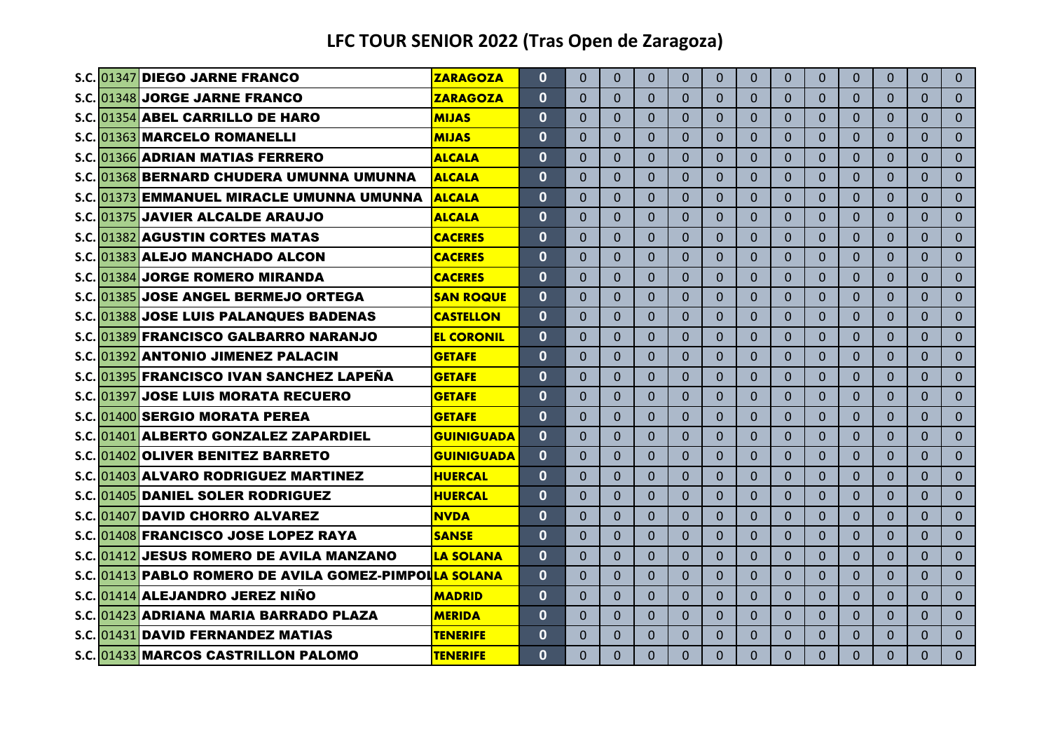# LFC TOUR SENIOR 2022 (Tras Open de Zaragoza)

| | | | | | | | | | | | | | | | | |
|---|---|---|---|---|---|---|---|---|---|---|---|---|---|---|---|---|
| S.C. | 01347 | DIEGO JARNE FRANCO | ZARAGOZA | 0 | 0 | 0 | 0 | 0 | 0 | 0 | 0 | 0 | 0 | 0 | 0 | 0 |
| S.C. | 01348 | JORGE JARNE FRANCO | ZARAGOZA | 0 | 0 | 0 | 0 | 0 | 0 | 0 | 0 | 0 | 0 | 0 | 0 | 0 |
| S.C. | 01354 | ABEL CARRILLO DE HARO | MIJAS | 0 | 0 | 0 | 0 | 0 | 0 | 0 | 0 | 0 | 0 | 0 | 0 | 0 |
| S.C. | 01363 | MARCELO ROMANELLI | MIJAS | 0 | 0 | 0 | 0 | 0 | 0 | 0 | 0 | 0 | 0 | 0 | 0 | 0 |
| S.C. | 01366 | ADRIAN MATIAS FERRERO | ALCALA | 0 | 0 | 0 | 0 | 0 | 0 | 0 | 0 | 0 | 0 | 0 | 0 | 0 |
| S.C. | 01368 | BERNARD CHUDERA UMUNNA UMUNNA | ALCALA | 0 | 0 | 0 | 0 | 0 | 0 | 0 | 0 | 0 | 0 | 0 | 0 | 0 |
| S.C. | 01373 | EMMANUEL MIRACLE UMUNNA UMUNNA | ALCALA | 0 | 0 | 0 | 0 | 0 | 0 | 0 | 0 | 0 | 0 | 0 | 0 | 0 |
| S.C. | 01375 | JAVIER ALCALDE ARAUJO | ALCALA | 0 | 0 | 0 | 0 | 0 | 0 | 0 | 0 | 0 | 0 | 0 | 0 | 0 |
| S.C. | 01382 | AGUSTIN CORTES MATAS | CACERES | 0 | 0 | 0 | 0 | 0 | 0 | 0 | 0 | 0 | 0 | 0 | 0 | 0 |
| S.C. | 01383 | ALEJO MANCHADO ALCON | CACERES | 0 | 0 | 0 | 0 | 0 | 0 | 0 | 0 | 0 | 0 | 0 | 0 | 0 |
| S.C. | 01384 | JORGE ROMERO MIRANDA | CACERES | 0 | 0 | 0 | 0 | 0 | 0 | 0 | 0 | 0 | 0 | 0 | 0 | 0 |
| S.C. | 01385 | JOSE ANGEL BERMEJO ORTEGA | SAN ROQUE | 0 | 0 | 0 | 0 | 0 | 0 | 0 | 0 | 0 | 0 | 0 | 0 | 0 |
| S.C. | 01388 | JOSE LUIS PALANQUES BADENAS | CASTELLON | 0 | 0 | 0 | 0 | 0 | 0 | 0 | 0 | 0 | 0 | 0 | 0 | 0 |
| S.C. | 01389 | FRANCISCO GALBARRO NARANJO | EL CORONIL | 0 | 0 | 0 | 0 | 0 | 0 | 0 | 0 | 0 | 0 | 0 | 0 | 0 |
| S.C. | 01392 | ANTONIO JIMENEZ PALACIN | GETAFE | 0 | 0 | 0 | 0 | 0 | 0 | 0 | 0 | 0 | 0 | 0 | 0 | 0 |
| S.C. | 01395 | FRANCISCO IVAN SANCHEZ LAPEÑA | GETAFE | 0 | 0 | 0 | 0 | 0 | 0 | 0 | 0 | 0 | 0 | 0 | 0 | 0 |
| S.C. | 01397 | JOSE LUIS MORATA RECUERO | GETAFE | 0 | 0 | 0 | 0 | 0 | 0 | 0 | 0 | 0 | 0 | 0 | 0 | 0 |
| S.C. | 01400 | SERGIO MORATA PEREA | GETAFE | 0 | 0 | 0 | 0 | 0 | 0 | 0 | 0 | 0 | 0 | 0 | 0 | 0 |
| S.C. | 01401 | ALBERTO GONZALEZ ZAPARDIEL | GUINIGUADA | 0 | 0 | 0 | 0 | 0 | 0 | 0 | 0 | 0 | 0 | 0 | 0 | 0 |
| S.C. | 01402 | OLIVER BENITEZ BARRETO | GUINIGUADA | 0 | 0 | 0 | 0 | 0 | 0 | 0 | 0 | 0 | 0 | 0 | 0 | 0 |
| S.C. | 01403 | ALVARO RODRIGUEZ MARTINEZ | HUERCAL | 0 | 0 | 0 | 0 | 0 | 0 | 0 | 0 | 0 | 0 | 0 | 0 | 0 |
| S.C. | 01405 | DANIEL SOLER RODRIGUEZ | HUERCAL | 0 | 0 | 0 | 0 | 0 | 0 | 0 | 0 | 0 | 0 | 0 | 0 | 0 |
| S.C. | 01407 | DAVID CHORRO ALVAREZ | NVDA | 0 | 0 | 0 | 0 | 0 | 0 | 0 | 0 | 0 | 0 | 0 | 0 | 0 |
| S.C. | 01408 | FRANCISCO JOSE LOPEZ RAYA | SANSE | 0 | 0 | 0 | 0 | 0 | 0 | 0 | 0 | 0 | 0 | 0 | 0 | 0 |
| S.C. | 01412 | JESUS ROMERO DE AVILA MANZANO | LA SOLANA | 0 | 0 | 0 | 0 | 0 | 0 | 0 | 0 | 0 | 0 | 0 | 0 | 0 |
| S.C. | 01413 | PABLO ROMERO DE AVILA GOMEZ-PIMPOL | LA SOLANA | 0 | 0 | 0 | 0 | 0 | 0 | 0 | 0 | 0 | 0 | 0 | 0 | 0 |
| S.C. | 01414 | ALEJANDRO JEREZ NIÑO | MADRID | 0 | 0 | 0 | 0 | 0 | 0 | 0 | 0 | 0 | 0 | 0 | 0 | 0 |
| S.C. | 01423 | ADRIANA MARIA BARRADO PLAZA | MERIDA | 0 | 0 | 0 | 0 | 0 | 0 | 0 | 0 | 0 | 0 | 0 | 0 | 0 |
| S.C. | 01431 | DAVID FERNANDEZ MATIAS | TENERIFE | 0 | 0 | 0 | 0 | 0 | 0 | 0 | 0 | 0 | 0 | 0 | 0 | 0 |
| S.C. | 01433 | MARCOS CASTRILLON PALOMO | TENERIFE | 0 | 0 | 0 | 0 | 0 | 0 | 0 | 0 | 0 | 0 | 0 | 0 | 0 |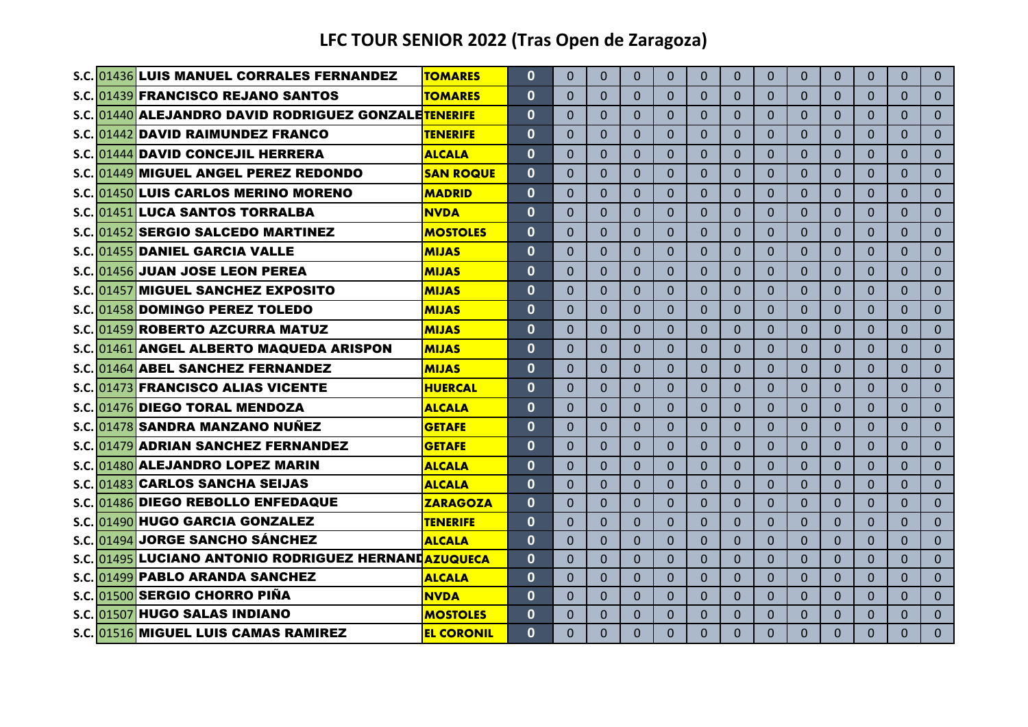# LFC TOUR SENIOR 2022 (Tras Open de Zaragoza)

| | | | | | | | | | | | | | | | | | |
|---|---|---|---|---|---|---|---|---|---|---|---|---|---|---|---|---|---|
| S.C. | 01436 | LUIS MANUEL CORRALES FERNANDEZ | TOMARES | 0 | 0 | 0 | 0 | 0 | 0 | 0 | 0 | 0 | 0 | 0 | 0 | 0 |
| S.C. | 01439 | FRANCISCO REJANO SANTOS | TOMARES | 0 | 0 | 0 | 0 | 0 | 0 | 0 | 0 | 0 | 0 | 0 | 0 | 0 |
| S.C. | 01440 | ALEJANDRO DAVID RODRIGUEZ GONZALE | TENERIFE | 0 | 0 | 0 | 0 | 0 | 0 | 0 | 0 | 0 | 0 | 0 | 0 | 0 |
| S.C. | 01442 | DAVID RAIMUNDEZ FRANCO | TENERIFE | 0 | 0 | 0 | 0 | 0 | 0 | 0 | 0 | 0 | 0 | 0 | 0 | 0 |
| S.C. | 01444 | DAVID CONCEJIL HERRERA | ALCALA | 0 | 0 | 0 | 0 | 0 | 0 | 0 | 0 | 0 | 0 | 0 | 0 | 0 |
| S.C. | 01449 | MIGUEL ANGEL PEREZ REDONDO | SAN ROQUE | 0 | 0 | 0 | 0 | 0 | 0 | 0 | 0 | 0 | 0 | 0 | 0 | 0 |
| S.C. | 01450 | LUIS CARLOS MERINO MORENO | MADRID | 0 | 0 | 0 | 0 | 0 | 0 | 0 | 0 | 0 | 0 | 0 | 0 | 0 |
| S.C. | 01451 | LUCA SANTOS TORRALBA | NVDA | 0 | 0 | 0 | 0 | 0 | 0 | 0 | 0 | 0 | 0 | 0 | 0 | 0 |
| S.C. | 01452 | SERGIO SALCEDO MARTINEZ | MOSTOLES | 0 | 0 | 0 | 0 | 0 | 0 | 0 | 0 | 0 | 0 | 0 | 0 | 0 |
| S.C. | 01455 | DANIEL GARCIA VALLE | MIJAS | 0 | 0 | 0 | 0 | 0 | 0 | 0 | 0 | 0 | 0 | 0 | 0 | 0 |
| S.C. | 01456 | JUAN JOSE LEON PEREA | MIJAS | 0 | 0 | 0 | 0 | 0 | 0 | 0 | 0 | 0 | 0 | 0 | 0 | 0 |
| S.C. | 01457 | MIGUEL SANCHEZ EXPOSITO | MIJAS | 0 | 0 | 0 | 0 | 0 | 0 | 0 | 0 | 0 | 0 | 0 | 0 | 0 |
| S.C. | 01458 | DOMINGO PEREZ TOLEDO | MIJAS | 0 | 0 | 0 | 0 | 0 | 0 | 0 | 0 | 0 | 0 | 0 | 0 | 0 |
| S.C. | 01459 | ROBERTO AZCURRA MATUZ | MIJAS | 0 | 0 | 0 | 0 | 0 | 0 | 0 | 0 | 0 | 0 | 0 | 0 | 0 |
| S.C. | 01461 | ANGEL ALBERTO MAQUEDA ARISPON | MIJAS | 0 | 0 | 0 | 0 | 0 | 0 | 0 | 0 | 0 | 0 | 0 | 0 | 0 |
| S.C. | 01464 | ABEL SANCHEZ FERNANDEZ | MIJAS | 0 | 0 | 0 | 0 | 0 | 0 | 0 | 0 | 0 | 0 | 0 | 0 | 0 |
| S.C. | 01473 | FRANCISCO ALIAS VICENTE | HUERCAL | 0 | 0 | 0 | 0 | 0 | 0 | 0 | 0 | 0 | 0 | 0 | 0 | 0 |
| S.C. | 01476 | DIEGO TORAL MENDOZA | ALCALA | 0 | 0 | 0 | 0 | 0 | 0 | 0 | 0 | 0 | 0 | 0 | 0 | 0 |
| S.C. | 01478 | SANDRA MANZANO NUÑEZ | GETAFE | 0 | 0 | 0 | 0 | 0 | 0 | 0 | 0 | 0 | 0 | 0 | 0 | 0 |
| S.C. | 01479 | ADRIAN SANCHEZ FERNANDEZ | GETAFE | 0 | 0 | 0 | 0 | 0 | 0 | 0 | 0 | 0 | 0 | 0 | 0 | 0 |
| S.C. | 01480 | ALEJANDRO LOPEZ MARIN | ALCALA | 0 | 0 | 0 | 0 | 0 | 0 | 0 | 0 | 0 | 0 | 0 | 0 | 0 |
| S.C. | 01483 | CARLOS SANCHA SEIJAS | ALCALA | 0 | 0 | 0 | 0 | 0 | 0 | 0 | 0 | 0 | 0 | 0 | 0 | 0 |
| S.C. | 01486 | DIEGO REBOLLO ENFEDAQUE | ZARAGOZA | 0 | 0 | 0 | 0 | 0 | 0 | 0 | 0 | 0 | 0 | 0 | 0 | 0 |
| S.C. | 01490 | HUGO GARCIA GONZALEZ | TENERIFE | 0 | 0 | 0 | 0 | 0 | 0 | 0 | 0 | 0 | 0 | 0 | 0 | 0 |
| S.C. | 01494 | JORGE SANCHO SÁNCHEZ | ALCALA | 0 | 0 | 0 | 0 | 0 | 0 | 0 | 0 | 0 | 0 | 0 | 0 | 0 |
| S.C. | 01495 | LUCIANO ANTONIO RODRIGUEZ HERNAND | AZUQUECA | 0 | 0 | 0 | 0 | 0 | 0 | 0 | 0 | 0 | 0 | 0 | 0 | 0 |
| S.C. | 01499 | PABLO ARANDA SANCHEZ | ALCALA | 0 | 0 | 0 | 0 | 0 | 0 | 0 | 0 | 0 | 0 | 0 | 0 | 0 |
| S.C. | 01500 | SERGIO CHORRO PIÑA | NVDA | 0 | 0 | 0 | 0 | 0 | 0 | 0 | 0 | 0 | 0 | 0 | 0 | 0 |
| S.C. | 01507 | HUGO SALAS INDIANO | MOSTOLES | 0 | 0 | 0 | 0 | 0 | 0 | 0 | 0 | 0 | 0 | 0 | 0 | 0 |
| S.C. | 01516 | MIGUEL LUIS CAMAS RAMIREZ | EL CORONIL | 0 | 0 | 0 | 0 | 0 | 0 | 0 | 0 | 0 | 0 | 0 | 0 | 0 |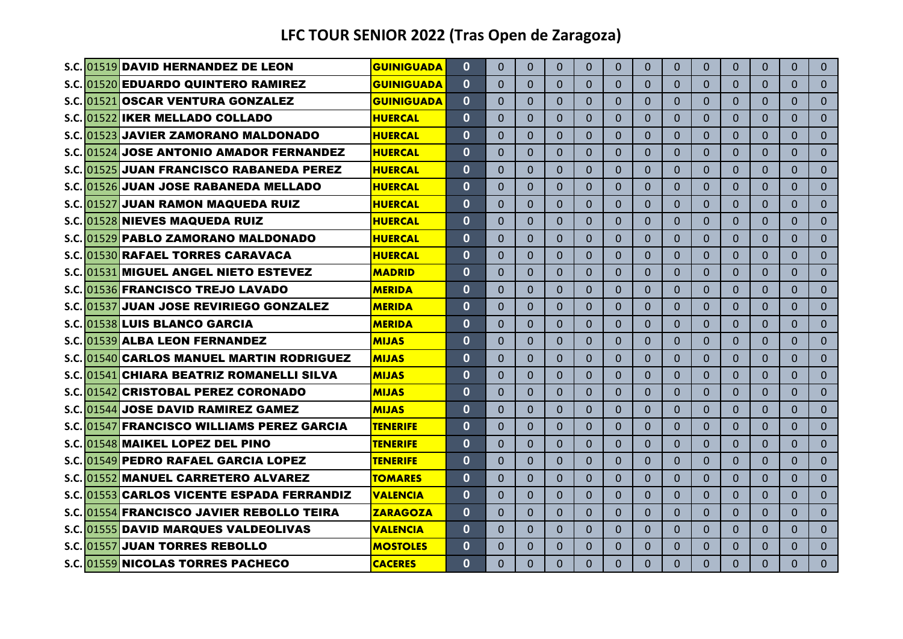# LFC TOUR SENIOR 2022 (Tras Open de Zaragoza)

| | | | | | | | | | | | | | | | | | |
|---|---|---|---|---|---|---|---|---|---|---|---|---|---|---|---|---|---|
| S.C. | 01519 | DAVID HERNANDEZ DE LEON | GUINIGUADA | 0 | 0 | 0 | 0 | 0 | 0 | 0 | 0 | 0 | 0 | 0 | 0 | 0 |
| S.C. | 01520 | EDUARDO QUINTERO RAMIREZ | GUINIGUADA | 0 | 0 | 0 | 0 | 0 | 0 | 0 | 0 | 0 | 0 | 0 | 0 | 0 |
| S.C. | 01521 | OSCAR VENTURA GONZALEZ | GUINIGUADA | 0 | 0 | 0 | 0 | 0 | 0 | 0 | 0 | 0 | 0 | 0 | 0 | 0 |
| S.C. | 01522 | IKER MELLADO COLLADO | HUERCAL | 0 | 0 | 0 | 0 | 0 | 0 | 0 | 0 | 0 | 0 | 0 | 0 | 0 |
| S.C. | 01523 | JAVIER ZAMORANO MALDONADO | HUERCAL | 0 | 0 | 0 | 0 | 0 | 0 | 0 | 0 | 0 | 0 | 0 | 0 | 0 |
| S.C. | 01524 | JOSE ANTONIO AMADOR FERNANDEZ | HUERCAL | 0 | 0 | 0 | 0 | 0 | 0 | 0 | 0 | 0 | 0 | 0 | 0 | 0 |
| S.C. | 01525 | JUAN FRANCISCO RABANEDA PEREZ | HUERCAL | 0 | 0 | 0 | 0 | 0 | 0 | 0 | 0 | 0 | 0 | 0 | 0 | 0 |
| S.C. | 01526 | JUAN JOSE RABANEDA MELLADO | HUERCAL | 0 | 0 | 0 | 0 | 0 | 0 | 0 | 0 | 0 | 0 | 0 | 0 | 0 |
| S.C. | 01527 | JUAN RAMON MAQUEDA RUIZ | HUERCAL | 0 | 0 | 0 | 0 | 0 | 0 | 0 | 0 | 0 | 0 | 0 | 0 | 0 |
| S.C. | 01528 | NIEVES MAQUEDA RUIZ | HUERCAL | 0 | 0 | 0 | 0 | 0 | 0 | 0 | 0 | 0 | 0 | 0 | 0 | 0 |
| S.C. | 01529 | PABLO ZAMORANO MALDONADO | HUERCAL | 0 | 0 | 0 | 0 | 0 | 0 | 0 | 0 | 0 | 0 | 0 | 0 | 0 |
| S.C. | 01530 | RAFAEL TORRES CARAVACA | HUERCAL | 0 | 0 | 0 | 0 | 0 | 0 | 0 | 0 | 0 | 0 | 0 | 0 | 0 |
| S.C. | 01531 | MIGUEL ANGEL NIETO ESTEVEZ | MADRID | 0 | 0 | 0 | 0 | 0 | 0 | 0 | 0 | 0 | 0 | 0 | 0 | 0 |
| S.C. | 01536 | FRANCISCO TREJO LAVADO | MERIDA | 0 | 0 | 0 | 0 | 0 | 0 | 0 | 0 | 0 | 0 | 0 | 0 | 0 |
| S.C. | 01537 | JUAN JOSE REVIRIEGO GONZALEZ | MERIDA | 0 | 0 | 0 | 0 | 0 | 0 | 0 | 0 | 0 | 0 | 0 | 0 | 0 |
| S.C. | 01538 | LUIS BLANCO GARCIA | MERIDA | 0 | 0 | 0 | 0 | 0 | 0 | 0 | 0 | 0 | 0 | 0 | 0 | 0 |
| S.C. | 01539 | ALBA LEON FERNANDEZ | MIJAS | 0 | 0 | 0 | 0 | 0 | 0 | 0 | 0 | 0 | 0 | 0 | 0 | 0 |
| S.C. | 01540 | CARLOS MANUEL MARTIN RODRIGUEZ | MIJAS | 0 | 0 | 0 | 0 | 0 | 0 | 0 | 0 | 0 | 0 | 0 | 0 | 0 |
| S.C. | 01541 | CHIARA BEATRIZ ROMANELLI SILVA | MIJAS | 0 | 0 | 0 | 0 | 0 | 0 | 0 | 0 | 0 | 0 | 0 | 0 | 0 |
| S.C. | 01542 | CRISTOBAL PEREZ CORONADO | MIJAS | 0 | 0 | 0 | 0 | 0 | 0 | 0 | 0 | 0 | 0 | 0 | 0 | 0 |
| S.C. | 01544 | JOSE DAVID RAMIREZ GAMEZ | MIJAS | 0 | 0 | 0 | 0 | 0 | 0 | 0 | 0 | 0 | 0 | 0 | 0 | 0 |
| S.C. | 01547 | FRANCISCO WILLIAMS PEREZ GARCIA | TENERIFE | 0 | 0 | 0 | 0 | 0 | 0 | 0 | 0 | 0 | 0 | 0 | 0 | 0 |
| S.C. | 01548 | MAIKEL LOPEZ DEL PINO | TENERIFE | 0 | 0 | 0 | 0 | 0 | 0 | 0 | 0 | 0 | 0 | 0 | 0 | 0 |
| S.C. | 01549 | PEDRO RAFAEL GARCIA LOPEZ | TENERIFE | 0 | 0 | 0 | 0 | 0 | 0 | 0 | 0 | 0 | 0 | 0 | 0 | 0 |
| S.C. | 01552 | MANUEL CARRETERO ALVAREZ | TOMARES | 0 | 0 | 0 | 0 | 0 | 0 | 0 | 0 | 0 | 0 | 0 | 0 | 0 |
| S.C. | 01553 | CARLOS VICENTE ESPADA FERRANDIZ | VALENCIA | 0 | 0 | 0 | 0 | 0 | 0 | 0 | 0 | 0 | 0 | 0 | 0 | 0 |
| S.C. | 01554 | FRANCISCO JAVIER REBOLLO TEIRA | ZARAGOZA | 0 | 0 | 0 | 0 | 0 | 0 | 0 | 0 | 0 | 0 | 0 | 0 | 0 |
| S.C. | 01555 | DAVID MARQUES VALDEOLIVAS | VALENCIA | 0 | 0 | 0 | 0 | 0 | 0 | 0 | 0 | 0 | 0 | 0 | 0 | 0 |
| S.C. | 01557 | JUAN TORRES REBOLLO | MOSTOLES | 0 | 0 | 0 | 0 | 0 | 0 | 0 | 0 | 0 | 0 | 0 | 0 | 0 |
| S.C. | 01559 | NICOLAS TORRES PACHECO | CACERES | 0 | 0 | 0 | 0 | 0 | 0 | 0 | 0 | 0 | 0 | 0 | 0 | 0 |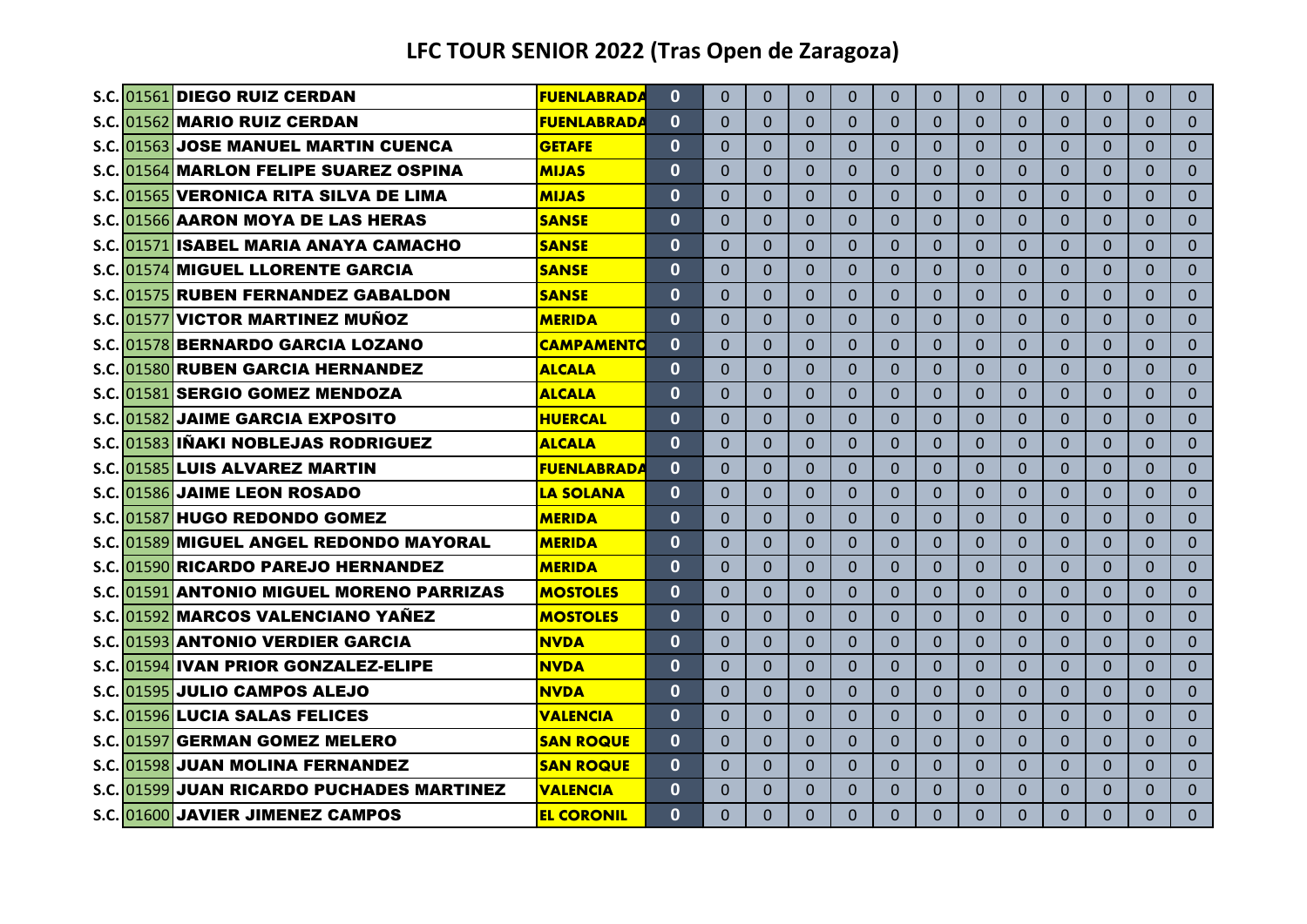# LFC TOUR SENIOR 2022 (Tras Open de Zaragoza)

| | | | | | | | | | | | | | | | | |
|---|---|---|---|---|---|---|---|---|---|---|---|---|---|---|---|---|
| S.C. | 01561 | DIEGO RUIZ CERDAN | FUENLABRADA | 0 | 0 | 0 | 0 | 0 | 0 | 0 | 0 | 0 | 0 | 0 | 0 | 0 |
| S.C. | 01562 | MARIO RUIZ CERDAN | FUENLABRADA | 0 | 0 | 0 | 0 | 0 | 0 | 0 | 0 | 0 | 0 | 0 | 0 | 0 |
| S.C. | 01563 | JOSE MANUEL MARTIN CUENCA | GETAFE | 0 | 0 | 0 | 0 | 0 | 0 | 0 | 0 | 0 | 0 | 0 | 0 | 0 |
| S.C. | 01564 | MARLON FELIPE SUAREZ OSPINA | MIJAS | 0 | 0 | 0 | 0 | 0 | 0 | 0 | 0 | 0 | 0 | 0 | 0 | 0 |
| S.C. | 01565 | VERONICA RITA SILVA DE LIMA | MIJAS | 0 | 0 | 0 | 0 | 0 | 0 | 0 | 0 | 0 | 0 | 0 | 0 | 0 |
| S.C. | 01566 | AARON MOYA DE LAS HERAS | SANSE | 0 | 0 | 0 | 0 | 0 | 0 | 0 | 0 | 0 | 0 | 0 | 0 | 0 |
| S.C. | 01571 | ISABEL MARIA ANAYA CAMACHO | SANSE | 0 | 0 | 0 | 0 | 0 | 0 | 0 | 0 | 0 | 0 | 0 | 0 | 0 |
| S.C. | 01574 | MIGUEL LLORENTE GARCIA | SANSE | 0 | 0 | 0 | 0 | 0 | 0 | 0 | 0 | 0 | 0 | 0 | 0 | 0 |
| S.C. | 01575 | RUBEN FERNANDEZ GABALDON | SANSE | 0 | 0 | 0 | 0 | 0 | 0 | 0 | 0 | 0 | 0 | 0 | 0 | 0 |
| S.C. | 01577 | VICTOR MARTINEZ MUÑOZ | MERIDA | 0 | 0 | 0 | 0 | 0 | 0 | 0 | 0 | 0 | 0 | 0 | 0 | 0 |
| S.C. | 01578 | BERNARDO GARCIA LOZANO | CAMPAMENTO | 0 | 0 | 0 | 0 | 0 | 0 | 0 | 0 | 0 | 0 | 0 | 0 | 0 |
| S.C. | 01580 | RUBEN GARCIA HERNANDEZ | ALCALA | 0 | 0 | 0 | 0 | 0 | 0 | 0 | 0 | 0 | 0 | 0 | 0 | 0 |
| S.C. | 01581 | SERGIO GOMEZ MENDOZA | ALCALA | 0 | 0 | 0 | 0 | 0 | 0 | 0 | 0 | 0 | 0 | 0 | 0 | 0 |
| S.C. | 01582 | JAIME GARCIA EXPOSITO | HUERCAL | 0 | 0 | 0 | 0 | 0 | 0 | 0 | 0 | 0 | 0 | 0 | 0 | 0 |
| S.C. | 01583 | IÑAKI NOBLEJAS RODRIGUEZ | ALCALA | 0 | 0 | 0 | 0 | 0 | 0 | 0 | 0 | 0 | 0 | 0 | 0 | 0 |
| S.C. | 01585 | LUIS ALVAREZ MARTIN | FUENLABRADA | 0 | 0 | 0 | 0 | 0 | 0 | 0 | 0 | 0 | 0 | 0 | 0 | 0 |
| S.C. | 01586 | JAIME LEON ROSADO | LA SOLANA | 0 | 0 | 0 | 0 | 0 | 0 | 0 | 0 | 0 | 0 | 0 | 0 | 0 |
| S.C. | 01587 | HUGO REDONDO GOMEZ | MERIDA | 0 | 0 | 0 | 0 | 0 | 0 | 0 | 0 | 0 | 0 | 0 | 0 | 0 |
| S.C. | 01589 | MIGUEL ANGEL REDONDO MAYORAL | MERIDA | 0 | 0 | 0 | 0 | 0 | 0 | 0 | 0 | 0 | 0 | 0 | 0 | 0 |
| S.C. | 01590 | RICARDO PAREJO HERNANDEZ | MERIDA | 0 | 0 | 0 | 0 | 0 | 0 | 0 | 0 | 0 | 0 | 0 | 0 | 0 |
| S.C. | 01591 | ANTONIO MIGUEL MORENO PARRIZAS | MOSTOLES | 0 | 0 | 0 | 0 | 0 | 0 | 0 | 0 | 0 | 0 | 0 | 0 | 0 |
| S.C. | 01592 | MARCOS VALENCIANO YAÑEZ | MOSTOLES | 0 | 0 | 0 | 0 | 0 | 0 | 0 | 0 | 0 | 0 | 0 | 0 | 0 |
| S.C. | 01593 | ANTONIO VERDIER GARCIA | NVDA | 0 | 0 | 0 | 0 | 0 | 0 | 0 | 0 | 0 | 0 | 0 | 0 | 0 |
| S.C. | 01594 | IVAN PRIOR GONZALEZ-ELIPE | NVDA | 0 | 0 | 0 | 0 | 0 | 0 | 0 | 0 | 0 | 0 | 0 | 0 | 0 |
| S.C. | 01595 | JULIO CAMPOS ALEJO | NVDA | 0 | 0 | 0 | 0 | 0 | 0 | 0 | 0 | 0 | 0 | 0 | 0 | 0 |
| S.C. | 01596 | LUCIA SALAS FELICES | VALENCIA | 0 | 0 | 0 | 0 | 0 | 0 | 0 | 0 | 0 | 0 | 0 | 0 | 0 |
| S.C. | 01597 | GERMAN GOMEZ MELERO | SAN ROQUE | 0 | 0 | 0 | 0 | 0 | 0 | 0 | 0 | 0 | 0 | 0 | 0 | 0 |
| S.C. | 01598 | JUAN MOLINA FERNANDEZ | SAN ROQUE | 0 | 0 | 0 | 0 | 0 | 0 | 0 | 0 | 0 | 0 | 0 | 0 | 0 |
| S.C. | 01599 | JUAN RICARDO PUCHADES MARTINEZ | VALENCIA | 0 | 0 | 0 | 0 | 0 | 0 | 0 | 0 | 0 | 0 | 0 | 0 | 0 |
| S.C. | 01600 | JAVIER JIMENEZ CAMPOS | EL CORONIL | 0 | 0 | 0 | 0 | 0 | 0 | 0 | 0 | 0 | 0 | 0 | 0 | 0 |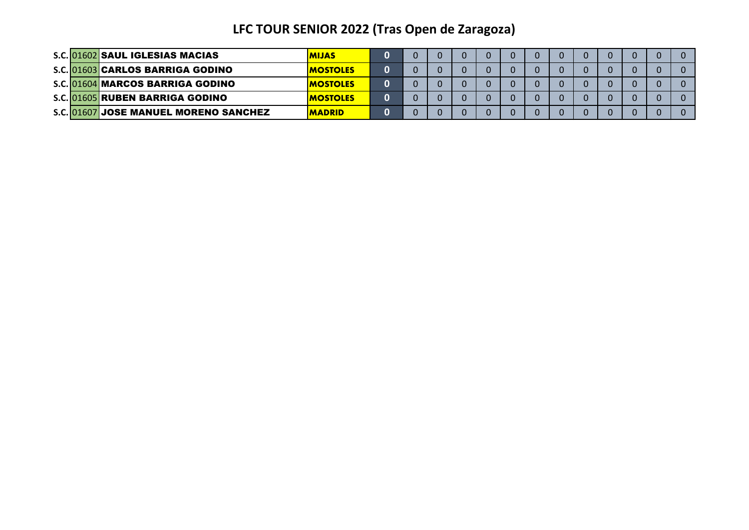# LFC TOUR SENIOR 2022 (Tras Open de Zaragoza)

| | | | | | | | | | | | | | | | | |
|---|---|---|---|---|---|---|---|---|---|---|---|---|---|---|---|---|
| S.C. | 01602 | SAUL IGLESIAS MACIAS | MIJAS | 0 | 0 | 0 | 0 | 0 | 0 | 0 | 0 | 0 | 0 | 0 | 0 | 0 |
| S.C. | 01603 | CARLOS BARRIGA GODINO | MOSTOLES | 0 | 0 | 0 | 0 | 0 | 0 | 0 | 0 | 0 | 0 | 0 | 0 | 0 |
| S.C. | 01604 | MARCOS BARRIGA GODINO | MOSTOLES | 0 | 0 | 0 | 0 | 0 | 0 | 0 | 0 | 0 | 0 | 0 | 0 | 0 |
| S.C. | 01605 | RUBEN BARRIGA GODINO | MOSTOLES | 0 | 0 | 0 | 0 | 0 | 0 | 0 | 0 | 0 | 0 | 0 | 0 | 0 |
| S.C. | 01607 | JOSE MANUEL MORENO SANCHEZ | MADRID | 0 | 0 | 0 | 0 | 0 | 0 | 0 | 0 | 0 | 0 | 0 | 0 | 0 |